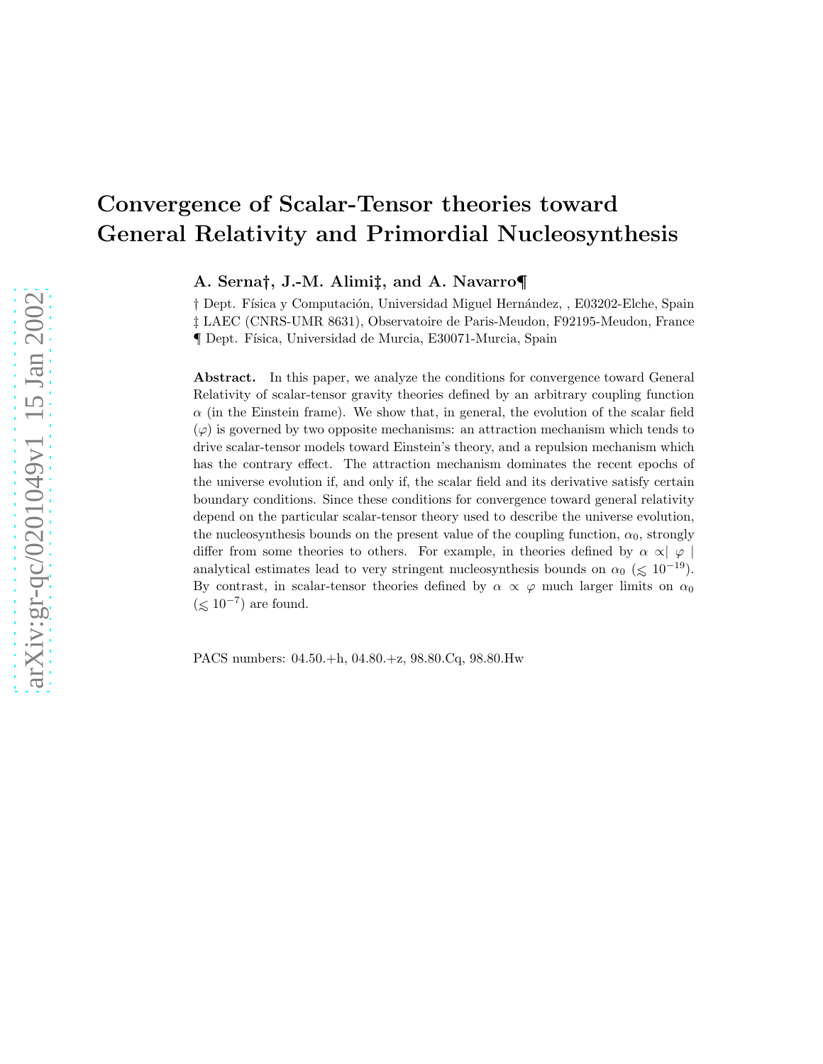# Convergence of Scalar-Tensor theories toward General Relativity and Primordial Nucleosynthesis

**A. Serna†, J.-M. Alimi‡, and A. Navarro¶**

† Dept. Física y Computación, Universidad Miguel Hernández, , E03202-Elche, Spain

‡ LAEC (CNRS-UMR 8631), Observatoire de Paris-Meudon, F92195-Meudon, France

¶ Dept. Física, Universidad de Murcia, E30071-Murcia, Spain

**Abstract.** In this paper, we analyze the conditions for convergence toward General Relativity of scalar-tensor gravity theories defined by an arbitrary coupling function $\alpha$ (in the Einstein frame). We show that, in general, the evolution of the scalar field ($\varphi$) is governed by two opposite mechanisms: an attraction mechanism which tends to drive scalar-tensor models toward Einstein's theory, and a repulsion mechanism which has the contrary effect. The attraction mechanism dominates the recent epochs of the universe evolution if, and only if, the scalar field and its derivative satisfy certain boundary conditions. Since these conditions for convergence toward general relativity depend on the particular scalar-tensor theory used to describe the universe evolution, the nucleosynthesis bounds on the present value of the coupling function, $\alpha_0$, strongly differ from some theories to others. For example, in theories defined by $\alpha \propto \mid \varphi \mid$ analytical estimates lead to very stringent nucleosynthesis bounds on $\alpha_0$ ($\lesssim 10^{-19}$). By contrast, in scalar-tensor theories defined by $\alpha \propto \varphi$ much larger limits on $\alpha_0$ ($\lesssim 10^{-7}$) are found.

PACS numbers: 04.50.+h, 04.80.+z, 98.80.Cq, 98.80.Hw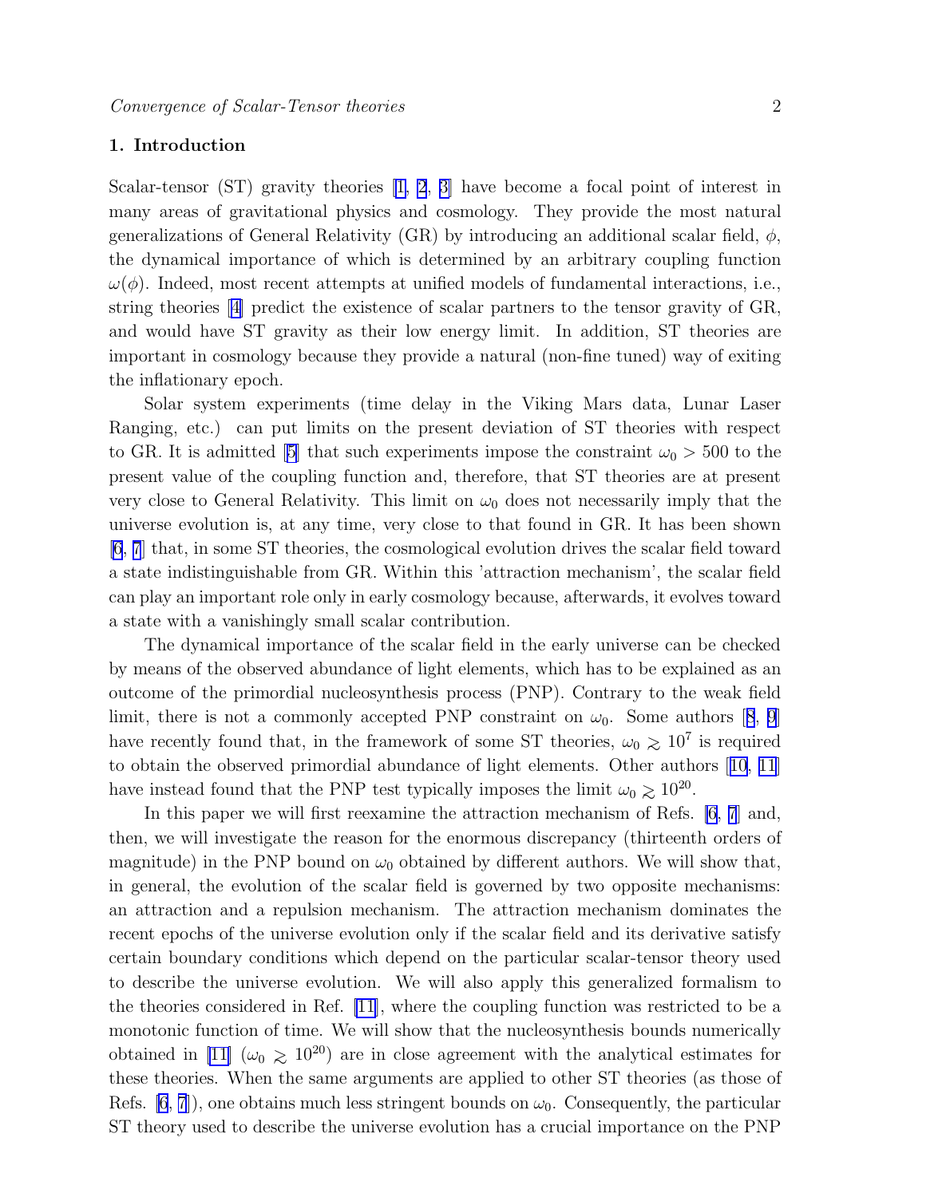## 1. Introduction

Scalar-tensor (ST) gravity theories [1, 2, 3] have become a focal point of interest in many areas of gravitational physics and cosmology. They provide the most natural generalizations of General Relativity (GR) by introducing an additional scalar field, $\phi$, the dynamical importance of which is determined by an arbitrary coupling function $\omega(\phi)$. Indeed, most recent attempts at unified models of fundamental interactions, i.e., string theories [4] predict the existence of scalar partners to the tensor gravity of GR, and would have ST gravity as their low energy limit. In addition, ST theories are important in cosmology because they provide a natural (non-fine tuned) way of exiting the inflationary epoch.

Solar system experiments (time delay in the Viking Mars data, Lunar Laser Ranging, etc.) can put limits on the present deviation of ST theories with respect to GR. It is admitted [5] that such experiments impose the constraint $\omega_0 > 500$ to the present value of the coupling function and, therefore, that ST theories are at present very close to General Relativity. This limit on $\omega_0$ does not necessarily imply that the universe evolution is, at any time, very close to that found in GR. It has been shown [6, 7] that, in some ST theories, the cosmological evolution drives the scalar field toward a state indistinguishable from GR. Within this 'attraction mechanism', the scalar field can play an important role only in early cosmology because, afterwards, it evolves toward a state with a vanishingly small scalar contribution.

The dynamical importance of the scalar field in the early universe can be checked by means of the observed abundance of light elements, which has to be explained as an outcome of the primordial nucleosynthesis process (PNP). Contrary to the weak field limit, there is not a commonly accepted PNP constraint on $\omega_0$. Some authors [8, 9] have recently found that, in the framework of some ST theories, $\omega_0 \gtrsim 10^7$ is required to obtain the observed primordial abundance of light elements. Other authors [10, 11] have instead found that the PNP test typically imposes the limit $\omega_0 \gtrsim 10^{20}$.

In this paper we will first reexamine the attraction mechanism of Refs. [6, 7] and, then, we will investigate the reason for the enormous discrepancy (thirteenth orders of magnitude) in the PNP bound on $\omega_0$ obtained by different authors. We will show that, in general, the evolution of the scalar field is governed by two opposite mechanisms: an attraction and a repulsion mechanism. The attraction mechanism dominates the recent epochs of the universe evolution only if the scalar field and its derivative satisfy certain boundary conditions which depend on the particular scalar-tensor theory used to describe the universe evolution. We will also apply this generalized formalism to the theories considered in Ref. [11], where the coupling function was restricted to be a monotonic function of time. We will show that the nucleosynthesis bounds numerically obtained in [11] ($\omega_0 \gtrsim 10^{20}$) are in close agreement with the analytical estimates for these theories. When the same arguments are applied to other ST theories (as those of Refs. [6, 7]), one obtains much less stringent bounds on $\omega_0$. Consequently, the particular ST theory used to describe the universe evolution has a crucial importance on the PNP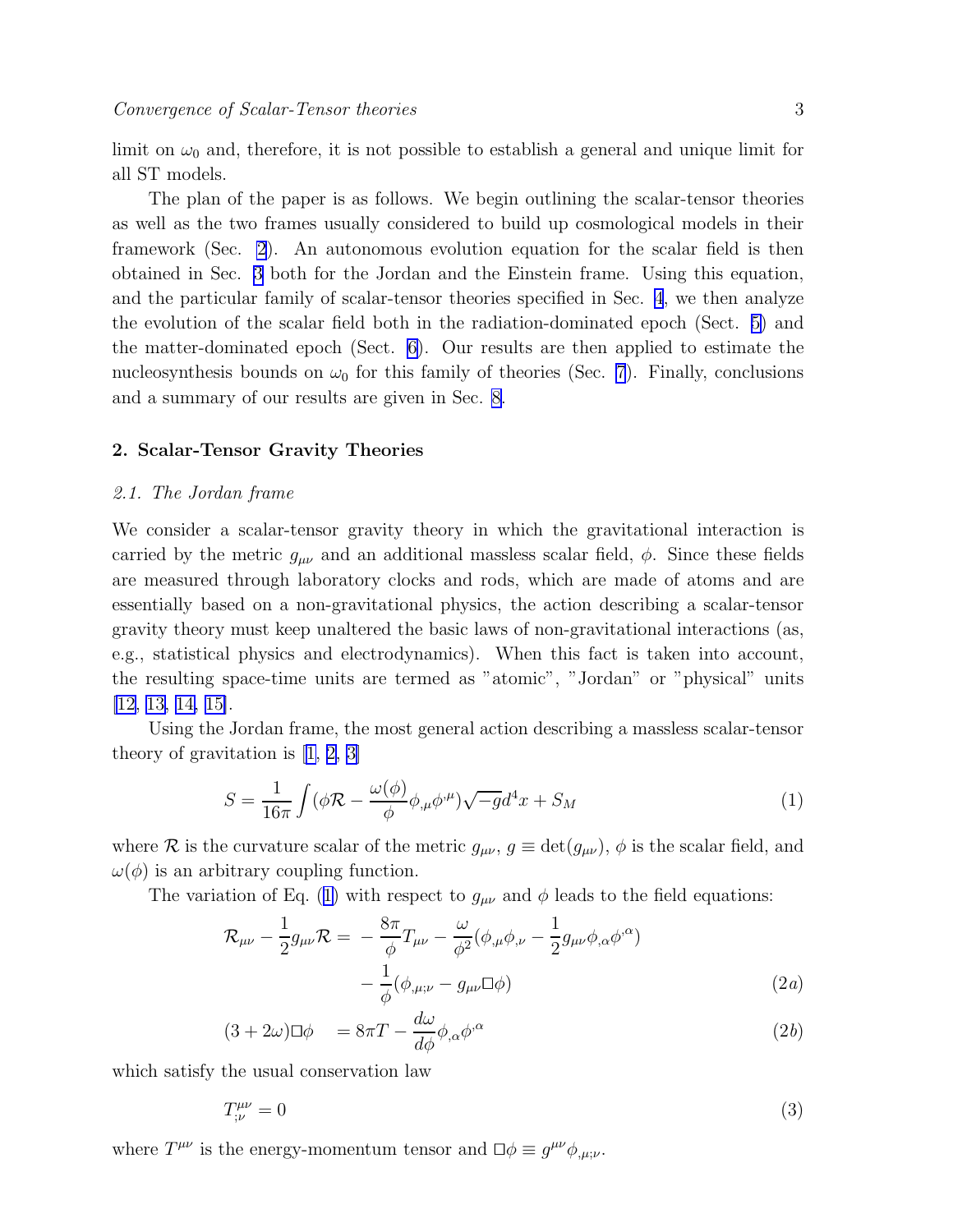limit on $\omega_0$ and, therefore, it is not possible to establish a general and unique limit for all ST models.

The plan of the paper is as follows. We begin outlining the scalar-tensor theories as well as the two frames usually considered to build up cosmological models in their framework (Sec. 2). An autonomous evolution equation for the scalar field is then obtained in Sec. 3 both for the Jordan and the Einstein frame. Using this equation, and the particular family of scalar-tensor theories specified in Sec. 4, we then analyze the evolution of the scalar field both in the radiation-dominated epoch (Sect. 5) and the matter-dominated epoch (Sect. 6). Our results are then applied to estimate the nucleosynthesis bounds on $\omega_0$ for this family of theories (Sec. 7). Finally, conclusions and a summary of our results are given in Sec. 8.

## 2. Scalar-Tensor Gravity Theories

### 2.1. The Jordan frame

We consider a scalar-tensor gravity theory in which the gravitational interaction is carried by the metric $g_{\mu\nu}$ and an additional massless scalar field, $\phi$. Since these fields are measured through laboratory clocks and rods, which are made of atoms and are essentially based on a non-gravitational physics, the action describing a scalar-tensor gravity theory must keep unaltered the basic laws of non-gravitational interactions (as, e.g., statistical physics and electrodynamics). When this fact is taken into account, the resulting space-time units are termed as "atomic", "Jordan" or "physical" units [12, 13, 14, 15].

Using the Jordan frame, the most general action describing a massless scalar-tensor theory of gravitation is [1, 2, 3]

$$S = \frac{1}{16\pi}\int (\phi\mathcal{R} - \frac{\omega(\phi)}{\phi}\phi_{,\mu}\phi^{,\mu})\sqrt{-g}d^4x + S_M \tag{1}$$

where $\mathcal{R}$ is the curvature scalar of the metric $g_{\mu\nu}$, $g \equiv \det(g_{\mu\nu})$, $\phi$ is the scalar field, and $\omega(\phi)$ is an arbitrary coupling function.

The variation of Eq. (1) with respect to $g_{\mu\nu}$ and $\phi$ leads to the field equations:

$$\begin{aligned}\mathcal{R}_{\mu\nu} - \frac{1}{2}g_{\mu\nu}\mathcal{R} = & -\frac{8\pi}{\phi}T_{\mu\nu} - \frac{\omega}{\phi^2}(\phi_{,\mu}\phi_{,\nu} - \frac{1}{2}g_{\mu\nu}\phi_{,\alpha}\phi^{,\alpha}) \\ & - \frac{1}{\phi}(\phi_{,\mu;\nu} - g_{\mu\nu}\Box\phi)\end{aligned} \tag{2a}$$

$$(3 + 2\omega)\Box\phi \quad = 8\pi T - \frac{d\omega}{d\phi}\phi_{,\alpha}\phi^{,\alpha} \tag{2b}$$

which satisfy the usual conservation law

$$T^{\mu\nu}_{;\nu} = 0 \tag{3}$$

where $T^{\mu\nu}$ is the energy-momentum tensor and $\Box\phi \equiv g^{\mu\nu}\phi_{,\mu;\nu}$.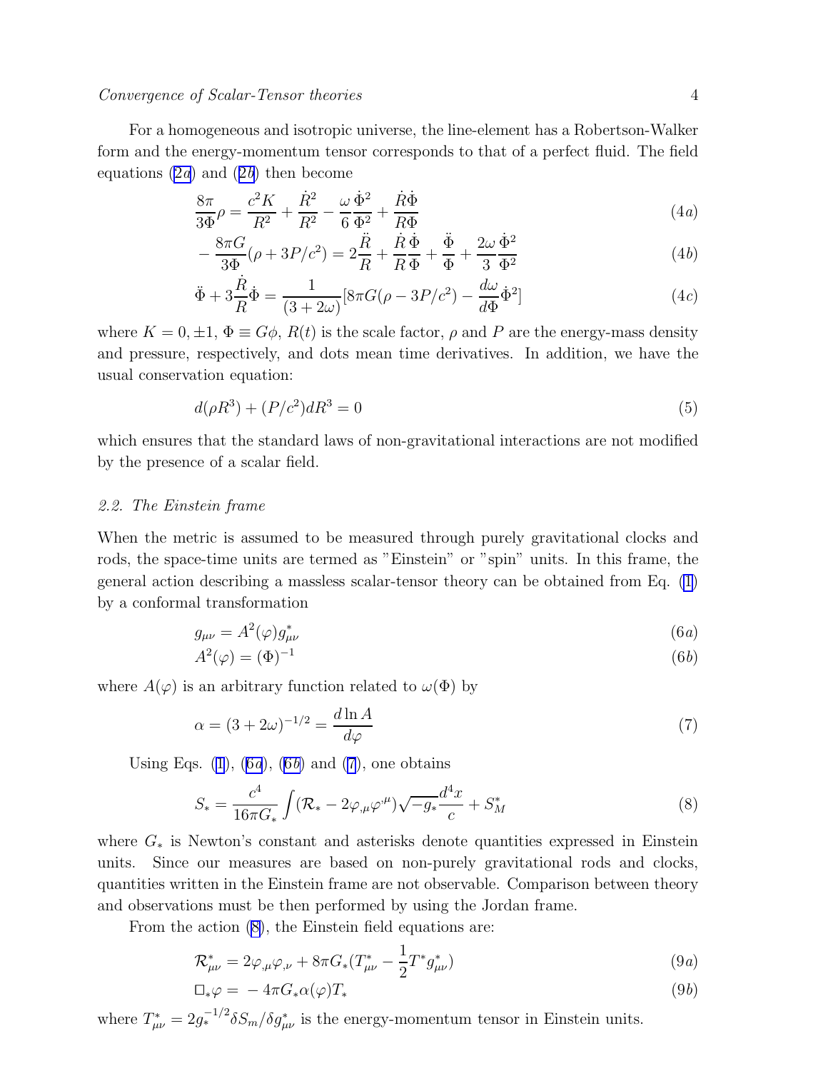For a homogeneous and isotropic universe, the line-element has a Robertson-Walker form and the energy-momentum tensor corresponds to that of a perfect fluid. The field equations (2a) and (2b) then become

$$\frac{8\pi}{3\Phi}\rho = \frac{c^2 K}{R^2} + \frac{\dot{R}^2}{R^2} - \frac{\omega}{6}\frac{\dot{\Phi}^2}{\Phi^2} + \frac{\dot{R}\dot{\Phi}}{R\Phi} \tag{4a}$$

$$-\frac{8\pi G}{3\Phi}(\rho + 3P/c^2) = 2\frac{\ddot{R}}{R} + \frac{\dot{R}}{R}\frac{\dot{\Phi}}{\Phi} + \frac{\ddot{\Phi}}{\Phi} + \frac{2\omega}{3}\frac{\dot{\Phi}^2}{\Phi^2} \tag{4b}$$

$$\ddot{\Phi} + 3\frac{\dot{R}}{R}\dot{\Phi} = \frac{1}{(3+2\omega)}[8\pi G(\rho - 3P/c^2) - \frac{d\omega}{d\Phi}\dot{\Phi}^2] \tag{4c}$$

where $K = 0, \pm 1$, $\Phi \equiv G\phi$, $R(t)$ is the scale factor, $\rho$ and $P$ are the energy-mass density and pressure, respectively, and dots mean time derivatives. In addition, we have the usual conservation equation:

$$d(\rho R^3) + (P/c^2)dR^3 = 0 \tag{5}$$

which ensures that the standard laws of non-gravitational interactions are not modified by the presence of a scalar field.

### *2.2. The Einstein frame*

When the metric is assumed to be measured through purely gravitational clocks and rods, the space-time units are termed as "Einstein" or "spin" units. In this frame, the general action describing a massless scalar-tensor theory can be obtained from Eq. (1) by a conformal transformation

$$g_{\mu\nu} = A^2(\varphi)g^*_{\mu\nu} \tag{6a}$$

$$A^2(\varphi) = (\Phi)^{-1} \tag{6b}$$

where $A(\varphi)$ is an arbitrary function related to $\omega(\Phi)$ by

$$\alpha = (3+2\omega)^{-1/2} = \frac{d\ln A}{d\varphi} \tag{7}$$

Using Eqs. (1), (6a), (6b) and (7), one obtains

$$S_* = \frac{c^4}{16\pi G_*}\int(\mathcal{R}_* - 2\varphi_{,\mu}\varphi^{,\mu})\sqrt{-g_*}\frac{d^4x}{c} + S^*_M \tag{8}$$

where $G_*$ is Newton's constant and asterisks denote quantities expressed in Einstein units. Since our measures are based on non-purely gravitational rods and clocks, quantities written in the Einstein frame are not observable. Comparison between theory and observations must be then performed by using the Jordan frame.

From the action (8), the Einstein field equations are:

$$\mathcal{R}^*_{\mu\nu} = 2\varphi_{,\mu}\varphi_{,\nu} + 8\pi G_*(T^*_{\mu\nu} - \frac{1}{2}T^* g^*_{\mu\nu}) \tag{9a}$$

$$\Box_*\varphi = -4\pi G_*\alpha(\varphi)T_* \tag{9b}$$

where $T^*_{\mu\nu} = 2g_*^{-1/2}\delta S_m/\delta g^*_{\mu\nu}$ is the energy-momentum tensor in Einstein units.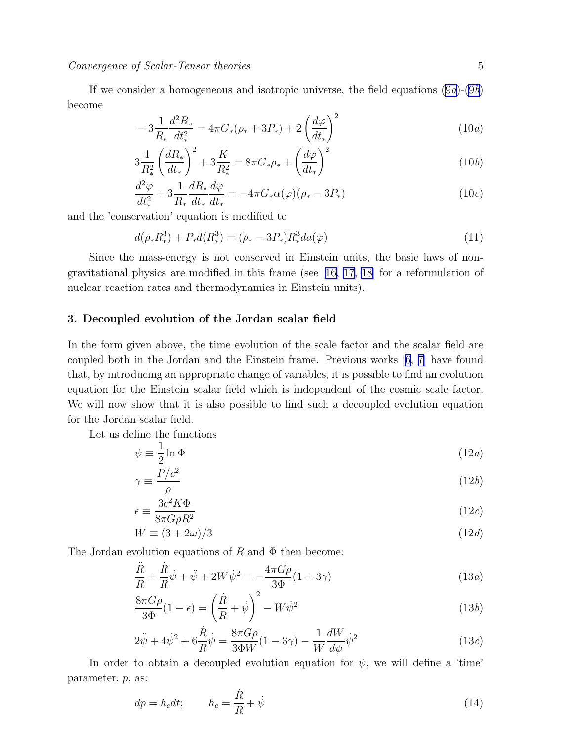If we consider a homogeneous and isotropic universe, the field equations (9a)-(9b) become

$$-3\frac{1}{R_*}\frac{d^2R_*}{dt_*^2} = 4\pi G_*(\rho_* + 3P_*) + 2\left(\frac{d\varphi}{dt_*}\right)^2 \tag{10a}$$

$$3\frac{1}{R_*^2}\left(\frac{dR_*}{dt_*}\right)^2 + 3\frac{K}{R_*^2} = 8\pi G_*\rho_* + \left(\frac{d\varphi}{dt_*}\right)^2 \tag{10b}$$

$$\frac{d^2\varphi}{dt_*^2} + 3\frac{1}{R_*}\frac{dR_*}{dt_*}\frac{d\varphi}{dt_*} = -4\pi G_*\alpha(\varphi)(\rho_* - 3P_*) \tag{10c}$$

and the 'conservation' equation is modified to

$$d(\rho_* R_*^3) + P_* d(R_*^3) = (\rho_* - 3P_*)R_*^3 da(\varphi) \tag{11}$$

Since the mass-energy is not conserved in Einstein units, the basic laws of non-gravitational physics are modified in this frame (see [16, 17, 18] for a reformulation of nuclear reaction rates and thermodynamics in Einstein units).

## 3. Decoupled evolution of the Jordan scalar field

In the form given above, the time evolution of the scale factor and the scalar field are coupled both in the Jordan and the Einstein frame. Previous works [6, 7] have found that, by introducing an appropriate change of variables, it is possible to find an evolution equation for the Einstein scalar field which is independent of the cosmic scale factor. We will now show that it is also possible to find such a decoupled evolution equation for the Jordan scalar field.

Let us define the functions

$$\psi \equiv \frac{1}{2}\ln\Phi \tag{12a}$$

$$\gamma \equiv \frac{P/c^2}{\rho} \tag{12b}$$

$$\epsilon \equiv \frac{3c^2K\Phi}{8\pi G\rho R^2} \tag{12c}$$

$$W \equiv (3+2\omega)/3 \tag{12d}$$

The Jordan evolution equations of $R$ and $\Phi$ then become:

$$\frac{\ddot{R}}{R} + \frac{\dot{R}}{R}\dot{\psi} + \ddot{\psi} + 2W\dot{\psi}^2 = -\frac{4\pi G\rho}{3\Phi}(1+3\gamma) \tag{13a}$$

$$\frac{8\pi G\rho}{3\Phi}(1-\epsilon) = \left(\frac{\dot{R}}{R} + \dot{\psi}\right)^2 - W\dot{\psi}^2 \tag{13b}$$

$$2\ddot{\psi} + 4\dot{\psi}^2 + 6\frac{\dot{R}}{R}\dot{\psi} = \frac{8\pi G\rho}{3\Phi W}(1-3\gamma) - \frac{1}{W}\frac{dW}{d\psi}\dot{\psi}^2 \tag{13c}$$

In order to obtain a decoupled evolution equation for $\psi$, we will define a 'time' parameter, $p$, as:

$$dp = h_c dt; \qquad h_c = \frac{\dot{R}}{R} + \dot{\psi} \tag{14}$$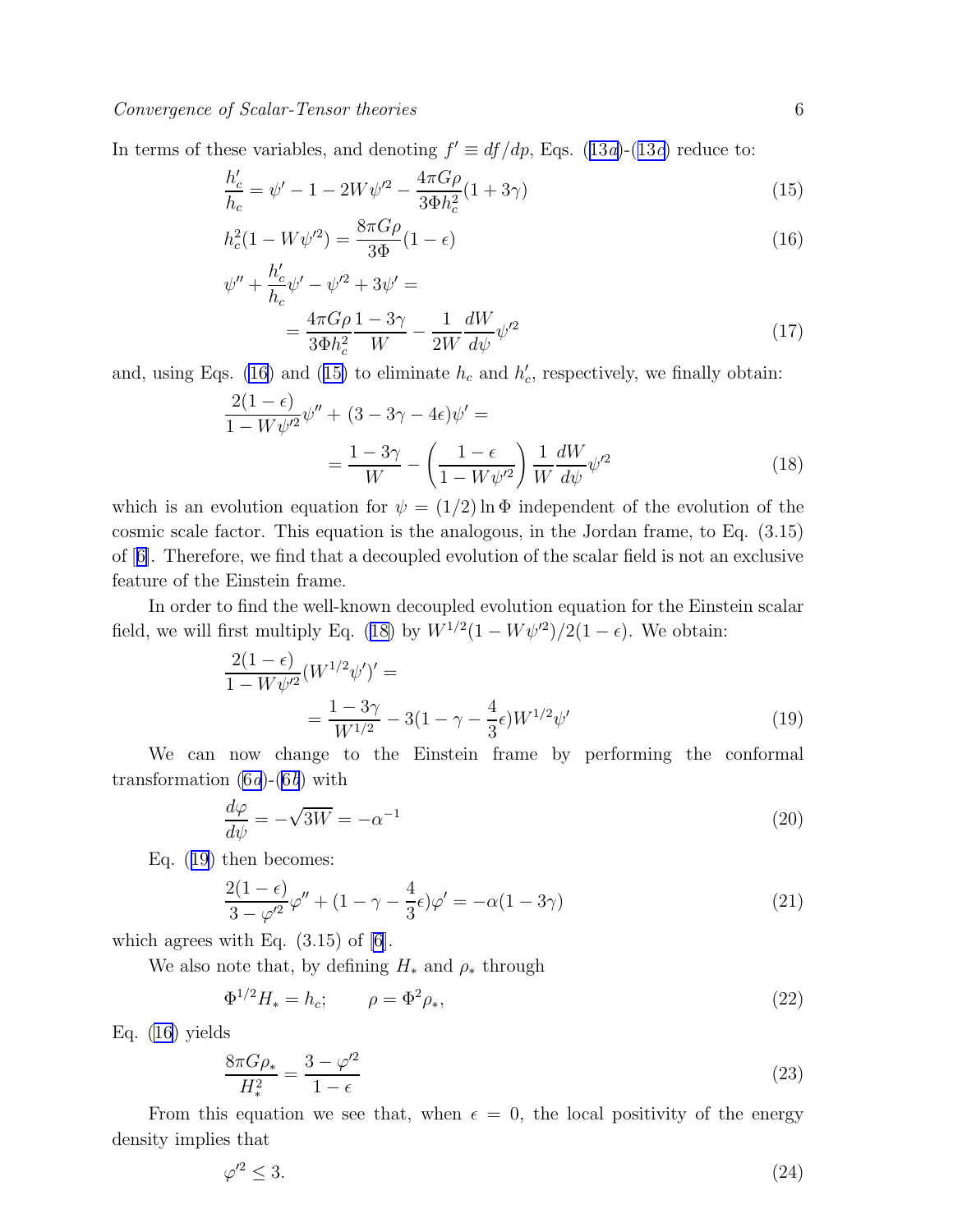In terms of these variables, and denoting $f' \equiv df/dp$, Eqs. (13a)-(13d) reduce to:

$$\frac{h_c'}{h_c} = \psi' - 1 - 2W\psi'^2 - \frac{4\pi G\rho}{3\Phi h_c^2}(1+3\gamma) \tag{15}$$

$$h_c^2(1 - W\psi'^2) = \frac{8\pi G\rho}{3\Phi}(1-\epsilon) \tag{16}$$

$$\psi'' + \frac{h_c'}{h_c}\psi' - \psi'^2 + 3\psi' = \\ = \frac{4\pi G\rho}{3\Phi h_c^2}\frac{1-3\gamma}{W} - \frac{1}{2W}\frac{dW}{d\psi}\psi'^2 \tag{17}$$

and, using Eqs. (16) and (15) to eliminate $h_c$ and $h_c'$, respectively, we finally obtain:

$$\frac{2(1-\epsilon)}{1-W\psi'^2}\psi'' + (3 - 3\gamma - 4\epsilon)\psi' = \\ = \frac{1-3\gamma}{W} - \left(\frac{1-\epsilon}{1-W\psi'^2}\right)\frac{1}{W}\frac{dW}{d\psi}\psi'^2 \tag{18}$$

which is an evolution equation for $\psi = (1/2)\ln\Phi$ independent of the evolution of the cosmic scale factor. This equation is the analogous, in the Jordan frame, to Eq. (3.15) of [6]. Therefore, we find that a decoupled evolution of the scalar field is not an exclusive feature of the Einstein frame.

In order to find the well-known decoupled evolution equation for the Einstein scalar field, we will first multiply Eq. (18) by $W^{1/2}(1-W\psi'^2)/2(1-\epsilon)$. We obtain:

$$\frac{2(1-\epsilon)}{1-W\psi'^2}(W^{1/2}\psi')' = \\ = \frac{1-3\gamma}{W^{1/2}} - 3(1 - \gamma - \frac{4}{3}\epsilon)W^{1/2}\psi' \tag{19}$$

We can now change to the Einstein frame by performing the conformal transformation (6a)-(6b) with

$$\frac{d\varphi}{d\psi} = -\sqrt{3W} = -\alpha^{-1} \tag{20}$$

Eq. (19) then becomes:

$$\frac{2(1-\epsilon)}{3-\varphi'^2}\varphi'' + (1 - \gamma - \frac{4}{3}\epsilon)\varphi' = -\alpha(1-3\gamma) \tag{21}$$

which agrees with Eq. (3.15) of [6].

We also note that, by defining $H_*$ and $\rho_*$ through

$$\Phi^{1/2}H_* = h_c; \qquad \rho = \Phi^2\rho_*, \tag{22}$$

Eq. (16) yields

$$\frac{8\pi G\rho_*}{H_*^2} = \frac{3-\varphi'^2}{1-\epsilon} \tag{23}$$

From this equation we see that, when $\epsilon = 0$, the local positivity of the energy density implies that

$$\varphi'^2 \leq 3. \tag{24}$$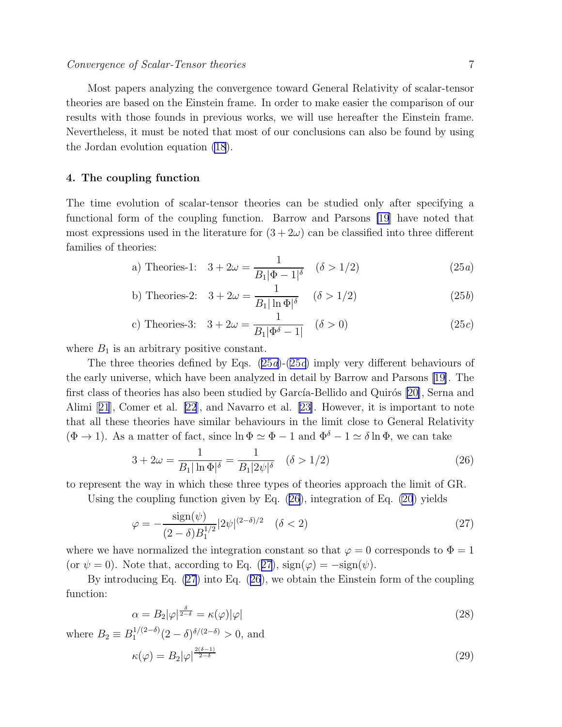Most papers analyzing the convergence toward General Relativity of scalar-tensor theories are based on the Einstein frame. In order to make easier the comparison of our results with those founds in previous works, we will use hereafter the Einstein frame. Nevertheless, it must be noted that most of our conclusions can also be found by using the Jordan evolution equation (18).

## 4. The coupling function

The time evolution of scalar-tensor theories can be studied only after specifying a functional form of the coupling function. Barrow and Parsons [19] have noted that most expressions used in the literature for $(3+2\omega)$ can be classified into three different families of theories:

$$\text{a) Theories-1:} \quad 3 + 2\omega = \frac{1}{B_1 |\Phi - 1|^{\delta}} \quad (\delta > 1/2) \tag{25a}$$

$$\text{b) Theories-2:} \quad 3 + 2\omega = \frac{1}{B_1 |\ln \Phi|^{\delta}} \quad (\delta > 1/2) \tag{25b}$$

$$\text{c) Theories-3:} \quad 3 + 2\omega = \frac{1}{B_1 |\Phi^{\delta} - 1|} \quad (\delta > 0) \tag{25c}$$

where $B_1$ is an arbitrary positive constant.

The three theories defined by Eqs. (25a)-(25c) imply very different behaviours of the early universe, which have been analyzed in detail by Barrow and Parsons [19]. The first class of theories has also been studied by García-Bellido and Quirós [20], Serna and Alimi [21], Comer et al. [22], and Navarro et al. [23]. However, it is important to note that all these theories have similar behaviours in the limit close to General Relativity ($\Phi \to 1$). As a matter of fact, since $\ln \Phi \simeq \Phi - 1$ and $\Phi^{\delta} - 1 \simeq \delta \ln \Phi$, we can take

$$3 + 2\omega = \frac{1}{B_1 |\ln \Phi|^{\delta}} = \frac{1}{B_1 |2\psi|^{\delta}} \quad (\delta > 1/2) \tag{26}$$

to represent the way in which these three types of theories approach the limit of GR.

Using the coupling function given by Eq. (26), integration of Eq. (20) yields

$$\varphi = -\frac{\text{sign}(\psi)}{(2-\delta) B_1^{1/2}} |2\psi|^{(2-\delta)/2} \quad (\delta < 2) \tag{27}$$

where we have normalized the integration constant so that $\varphi = 0$ corresponds to $\Phi = 1$ (or $\psi = 0$). Note that, according to Eq. (27), $\text{sign}(\varphi) = -\text{sign}(\psi)$.

By introducing Eq. (27) into Eq. (26), we obtain the Einstein form of the coupling function:

$$\alpha = B_2 |\varphi|^{\frac{\delta}{2-\delta}} = \kappa(\varphi)|\varphi| \tag{28}$$

where $B_2 \equiv B_1^{1/(2-\delta)} (2-\delta)^{\delta/(2-\delta)} > 0$, and

$$\kappa(\varphi) = B_2 |\varphi|^{\frac{2(\delta-1)}{2-\delta}} \tag{29}$$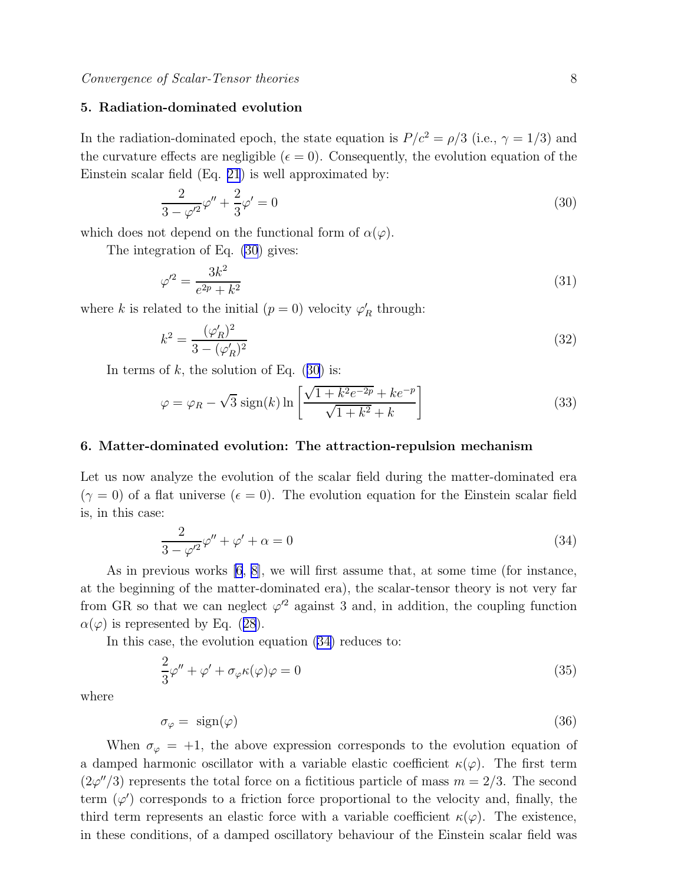## 5. Radiation-dominated evolution

In the radiation-dominated epoch, the state equation is $P/c^2 = \rho/3$ (i.e., $\gamma = 1/3$) and the curvature effects are negligible ($\epsilon = 0$). Consequently, the evolution equation of the Einstein scalar field (Eq. 21) is well approximated by:

$$\frac{2}{3-\varphi'^2}\varphi'' + \frac{2}{3}\varphi' = 0 \tag{30}$$

which does not depend on the functional form of $\alpha(\varphi)$.

The integration of Eq. (30) gives:

$$\varphi'^2 = \frac{3k^2}{e^{2p}+k^2} \tag{31}$$

where $k$ is related to the initial ($p = 0$) velocity $\varphi'_R$ through:

$$k^2 = \frac{(\varphi'_R)^2}{3-(\varphi'_R)^2} \tag{32}$$

In terms of $k$, the solution of Eq. (30) is:

$$\varphi = \varphi_R - \sqrt{3}\,\mathrm{sign}(k)\ln\left[\frac{\sqrt{1+k^2e^{-2p}}+ke^{-p}}{\sqrt{1+k^2}+k}\right] \tag{33}$$

## 6. Matter-dominated evolution: The attraction-repulsion mechanism

Let us now analyze the evolution of the scalar field during the matter-dominated era ($\gamma = 0$) of a flat universe ($\epsilon = 0$). The evolution equation for the Einstein scalar field is, in this case:

$$\frac{2}{3-\varphi'^2}\varphi'' + \varphi' + \alpha = 0 \tag{34}$$

As in previous works [6, 8], we will first assume that, at some time (for instance, at the beginning of the matter-dominated era), the scalar-tensor theory is not very far from GR so that we can neglect $\varphi'^2$ against 3 and, in addition, the coupling function $\alpha(\varphi)$ is represented by Eq. (28).

In this case, the evolution equation (34) reduces to:

$$\frac{2}{3}\varphi'' + \varphi' + \sigma_\varphi \kappa(\varphi)\varphi = 0 \tag{35}$$

where

$$\sigma_\varphi = \mathrm{sign}(\varphi) \tag{36}$$

When $\sigma_\varphi = +1$, the above expression corresponds to the evolution equation of a damped harmonic oscillator with a variable elastic coefficient $\kappa(\varphi)$. The first term ($2\varphi''/3$) represents the total force on a fictitious particle of mass $m = 2/3$. The second term ($\varphi'$) corresponds to a friction force proportional to the velocity and, finally, the third term represents an elastic force with a variable coefficient $\kappa(\varphi)$. The existence, in these conditions, of a damped oscillatory behaviour of the Einstein scalar field was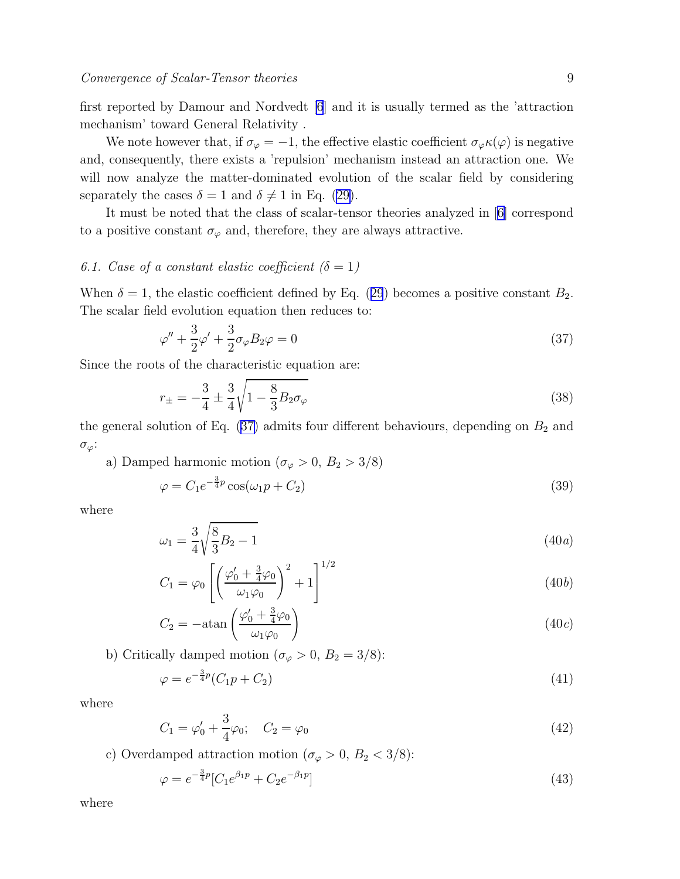first reported by Damour and Nordvedt [6] and it is usually termed as the 'attraction mechanism' toward General Relativity .

We note however that, if $\sigma_\varphi = -1$, the effective elastic coefficient $\sigma_\varphi \kappa(\varphi)$ is negative and, consequently, there exists a 'repulsion' mechanism instead an attraction one. We will now analyze the matter-dominated evolution of the scalar field by considering separately the cases $\delta = 1$ and $\delta \neq 1$ in Eq. (29).

It must be noted that the class of scalar-tensor theories analyzed in [6] correspond to a positive constant $\sigma_\varphi$ and, therefore, they are always attractive.

### *6.1. Case of a constant elastic coefficient ($\delta = 1$)*

When $\delta = 1$, the elastic coefficient defined by Eq. (29) becomes a positive constant $B_2$. The scalar field evolution equation then reduces to:

$$\varphi'' + \frac{3}{2}\varphi' + \frac{3}{2}\sigma_\varphi B_2 \varphi = 0 \tag{37}$$

Since the roots of the characteristic equation are:

$$r_\pm = -\frac{3}{4} \pm \frac{3}{4}\sqrt{1 - \frac{8}{3}B_2\sigma_\varphi} \tag{38}$$

the general solution of Eq. (37) admits four different behaviours, depending on $B_2$ and $\sigma_\varphi$:

a) Damped harmonic motion ($\sigma_\varphi > 0$, $B_2 > 3/8$)

$$\varphi = C_1 e^{-\frac{3}{4}p} \cos(\omega_1 p + C_2) \tag{39}$$

where

$$\omega_1 = \frac{3}{4}\sqrt{\frac{8}{3}B_2 - 1} \tag{40a}$$

$$C_1 = \varphi_0 \left[ \left( \frac{\varphi_0' + \frac{3}{4}\varphi_0}{\omega_1 \varphi_0} \right)^2 + 1 \right]^{1/2} \tag{40b}$$

$$C_2 = -\text{atan}\left( \frac{\varphi_0' + \frac{3}{4}\varphi_0}{\omega_1 \varphi_0} \right) \tag{40c}$$

b) Critically damped motion ($\sigma_\varphi > 0$, $B_2 = 3/8$):

$$\varphi = e^{-\frac{3}{4}p}(C_1 p + C_2) \tag{41}$$

where

$$C_1 = \varphi_0' + \frac{3}{4}\varphi_0; \quad C_2 = \varphi_0 \tag{42}$$

c) Overdamped attraction motion ($\sigma_\varphi > 0$, $B_2 < 3/8$):

$$\varphi = e^{-\frac{3}{4}p}[C_1 e^{\beta_1 p} + C_2 e^{-\beta_1 p}] \tag{43}$$

where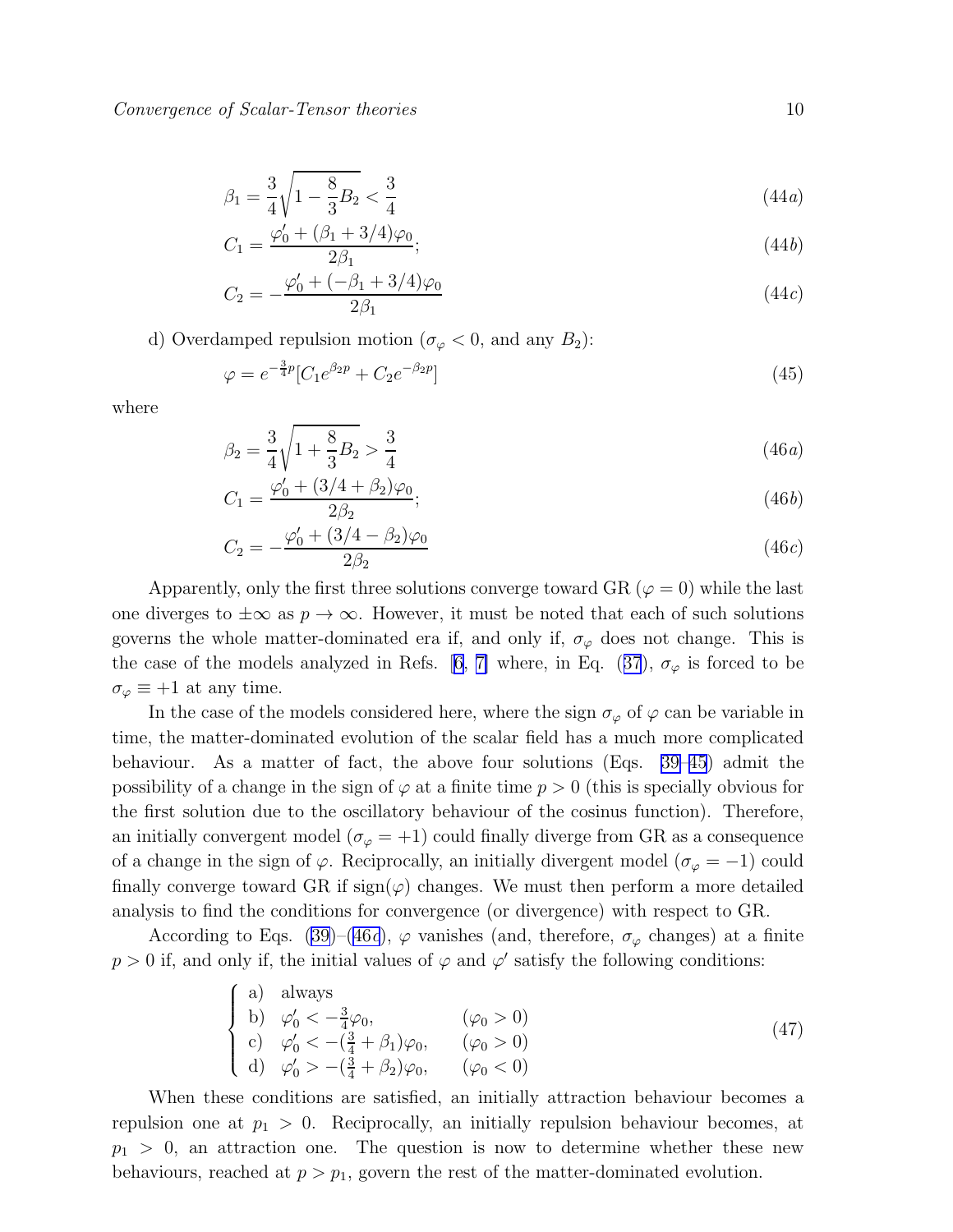$$\beta_1 = \frac{3}{4}\sqrt{1 - \frac{8}{3}B_2} < \frac{3}{4} \tag{44a}$$

$$C_1 = \frac{\varphi_0' + (\beta_1 + 3/4)\varphi_0}{2\beta_1}; \tag{44b}$$

$$C_2 = -\frac{\varphi_0' + (-\beta_1 + 3/4)\varphi_0}{2\beta_1} \tag{44c}$$

d) Overdamped repulsion motion ($\sigma_\varphi < 0$, and any $B_2$):

$$\varphi = e^{-\frac{3}{4}p}[C_1 e^{\beta_2 p} + C_2 e^{-\beta_2 p}] \tag{45}$$

where

$$\beta_2 = \frac{3}{4}\sqrt{1 + \frac{8}{3}B_2} > \frac{3}{4} \tag{46a}$$

$$C_1 = \frac{\varphi_0' + (3/4 + \beta_2)\varphi_0}{2\beta_2}; \tag{46b}$$

$$C_2 = -\frac{\varphi_0' + (3/4 - \beta_2)\varphi_0}{2\beta_2} \tag{46c}$$

Apparently, only the first three solutions converge toward GR ($\varphi = 0$) while the last one diverges to $\pm\infty$ as $p \to \infty$. However, it must be noted that each of such solutions governs the whole matter-dominated era if, and only if, $\sigma_\varphi$ does not change. This is the case of the models analyzed in Refs. [6, 7] where, in Eq. (37), $\sigma_\varphi$ is forced to be $\sigma_\varphi \equiv +1$ at any time.

In the case of the models considered here, where the sign $\sigma_\varphi$ of $\varphi$ can be variable in time, the matter-dominated evolution of the scalar field has a much more complicated behaviour. As a matter of fact, the above four solutions (Eqs. 39–45) admit the possibility of a change in the sign of $\varphi$ at a finite time $p > 0$ (this is specially obvious for the first solution due to the oscillatory behaviour of the cosinus function). Therefore, an initially convergent model ($\sigma_\varphi = +1$) could finally diverge from GR as a consequence of a change in the sign of $\varphi$. Reciprocally, an initially divergent model ($\sigma_\varphi = -1$) could finally converge toward GR if sign($\varphi$) changes. We must then perform a more detailed analysis to find the conditions for convergence (or divergence) with respect to GR.

According to Eqs. (39)–(46c), $\varphi$ vanishes (and, therefore, $\sigma_\varphi$ changes) at a finite $p > 0$ if, and only if, the initial values of $\varphi$ and $\varphi'$ satisfy the following conditions:

$$\left\{ \begin{array}{lll} \text{a)} & \text{always} & \\ \text{b)} & \varphi_0' < -\frac{3}{4}\varphi_0, & (\varphi_0 > 0) \\ \text{c)} & \varphi_0' < -(\frac{3}{4} + \beta_1)\varphi_0, & (\varphi_0 > 0) \\ \text{d)} & \varphi_0' > -(\frac{3}{4} + \beta_2)\varphi_0, & (\varphi_0 < 0) \end{array} \right. \tag{47}$$

When these conditions are satisfied, an initially attraction behaviour becomes a repulsion one at $p_1 > 0$. Reciprocally, an initially repulsion behaviour becomes, at $p_1 > 0$, an attraction one. The question is now to determine whether these new behaviours, reached at $p > p_1$, govern the rest of the matter-dominated evolution.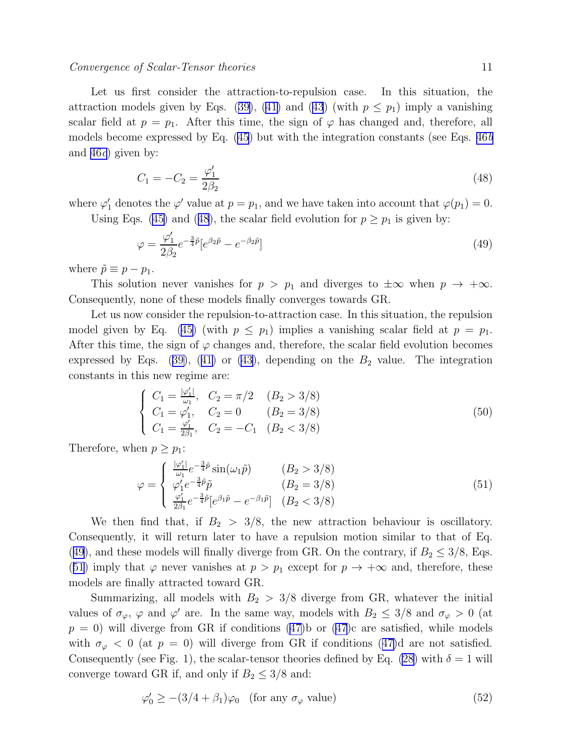Let us first consider the attraction-to-repulsion case. In this situation, the attraction models given by Eqs. (39), (41) and (43) (with $p \leq p_1$) imply a vanishing scalar field at $p = p_1$. After this time, the sign of $\varphi$ has changed and, therefore, all models become expressed by Eq. (45) but with the integration constants (see Eqs. 46*b* and 46*c*) given by:

$$C_1 = -C_2 = \frac{\varphi_1'}{2\beta_2} \tag{48}$$

where $\varphi_1'$ denotes the $\varphi'$ value at $p = p_1$, and we have taken into account that $\varphi(p_1) = 0$.

Using Eqs. (45) and (48), the scalar field evolution for $p \geq p_1$ is given by:

$$\varphi = \frac{\varphi_1'}{2\beta_2} e^{-\frac{3}{4}\tilde{p}}[e^{\beta_2 \tilde{p}} - e^{-\beta_2 \tilde{p}}] \tag{49}$$

where $\tilde{p} \equiv p - p_1$.

This solution never vanishes for $p > p_1$ and diverges to $\pm\infty$ when $p \to +\infty$. Consequently, none of these models finally converges towards GR.

Let us now consider the repulsion-to-attraction case. In this situation, the repulsion model given by Eq. (45) (with $p \leq p_1$) implies a vanishing scalar field at $p = p_1$. After this time, the sign of $\varphi$ changes and, therefore, the scalar field evolution becomes expressed by Eqs. (39), (41) or (43), depending on the $B_2$ value. The integration constants in this new regime are:

$$\left\{ \begin{array}{lll} C_1 = \frac{|\varphi_1'|}{\omega_1}, & C_2 = \pi/2 & (B_2 > 3/8) \\ C_1 = \varphi_1', & C_2 = 0 & (B_2 = 3/8) \\ C_1 = \frac{\varphi_1'}{2\beta_1}, & C_2 = -C_1 & (B_2 < 3/8) \end{array} \right. \tag{50}$$

Therefore, when $p \geq p_1$:

$$\varphi = \left\{ \begin{array}{ll} \frac{|\varphi_1'|}{\omega_1} e^{-\frac{3}{4}\tilde{p}} \sin(\omega_1 \tilde{p}) & (B_2 > 3/8) \\ \varphi_1' e^{-\frac{3}{4}\tilde{p}} \tilde{p} & (B_2 = 3/8) \\ \frac{\varphi_1'}{2\beta_1} e^{-\frac{3}{4}\tilde{p}}[e^{\beta_1 \tilde{p}} - e^{-\beta_1 \tilde{p}}] & (B_2 < 3/8) \end{array} \right. \tag{51}$$

We then find that, if $B_2 > 3/8$, the new attraction behaviour is oscillatory. Consequently, it will return later to have a repulsion motion similar to that of Eq. (49), and these models will finally diverge from GR. On the contrary, if $B_2 \leq 3/8$, Eqs. (51) imply that $\varphi$ never vanishes at $p > p_1$ except for $p \to +\infty$ and, therefore, these models are finally attracted toward GR.

Summarizing, all models with $B_2 > 3/8$ diverge from GR, whatever the initial values of $\sigma_\varphi$, $\varphi$ and $\varphi'$ are. In the same way, models with $B_2 \leq 3/8$ and $\sigma_\varphi > 0$ (at $p = 0$) will diverge from GR if conditions (47)b or (47)c are satisfied, while models with $\sigma_\varphi < 0$ (at $p = 0$) will diverge from GR if conditions (47)d are not satisfied. Consequently (see Fig. 1), the scalar-tensor theories defined by Eq. (28) with $\delta = 1$ will converge toward GR if, and only if $B_2 \leq 3/8$ and:

$$\varphi_0' \geq -(3/4 + \beta_1)\varphi_0 \quad \text{(for any } \sigma_\varphi \text{ value)} \tag{52}$$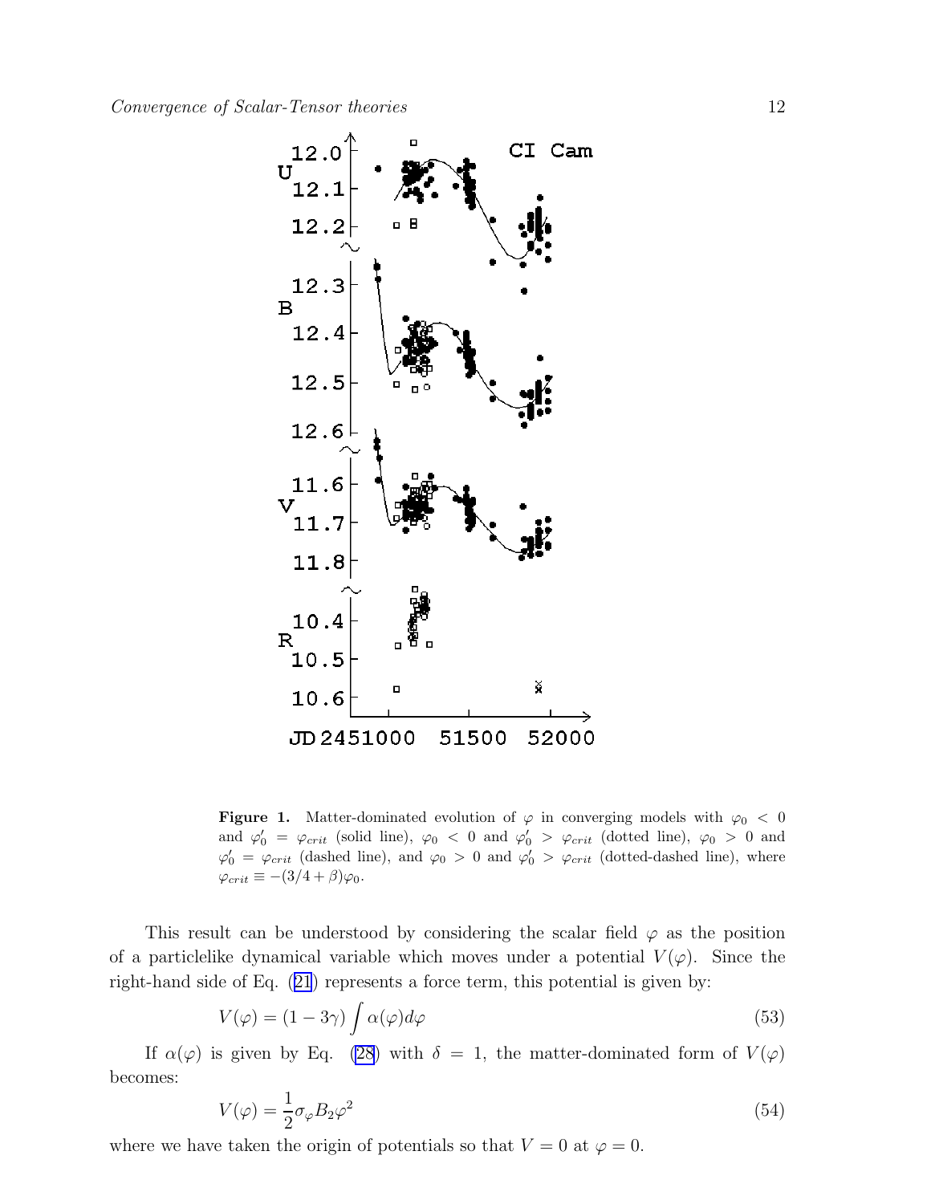**Figure 1.** Matter-dominated evolution of $\varphi$ in converging models with $\varphi_0 < 0$ and $\varphi'_0 = \varphi_{crit}$ (solid line), $\varphi_0 < 0$ and $\varphi'_0 > \varphi_{crit}$ (dotted line), $\varphi_0 > 0$ and $\varphi'_0 = \varphi_{crit}$ (dashed line), and $\varphi_0 > 0$ and $\varphi'_0 > \varphi_{crit}$ (dotted-dashed line), where $\varphi_{crit} \equiv -(3/4 + \beta)\varphi_0$.

This result can be understood by considering the scalar field $\varphi$ as the position of a particlelike dynamical variable which moves under a potential $V(\varphi)$. Since the right-hand side of Eq. (21) represents a force term, this potential is given by:

$$V(\varphi) = (1 - 3\gamma) \int \alpha(\varphi) d\varphi \tag{53}$$

If $\alpha(\varphi)$ is given by Eq. (28) with $\delta = 1$, the matter-dominated form of $V(\varphi)$ becomes:

$$V(\varphi) = \frac{1}{2}\sigma_\varphi B_2 \varphi^2 \tag{54}$$

where we have taken the origin of potentials so that $V = 0$ at $\varphi = 0$.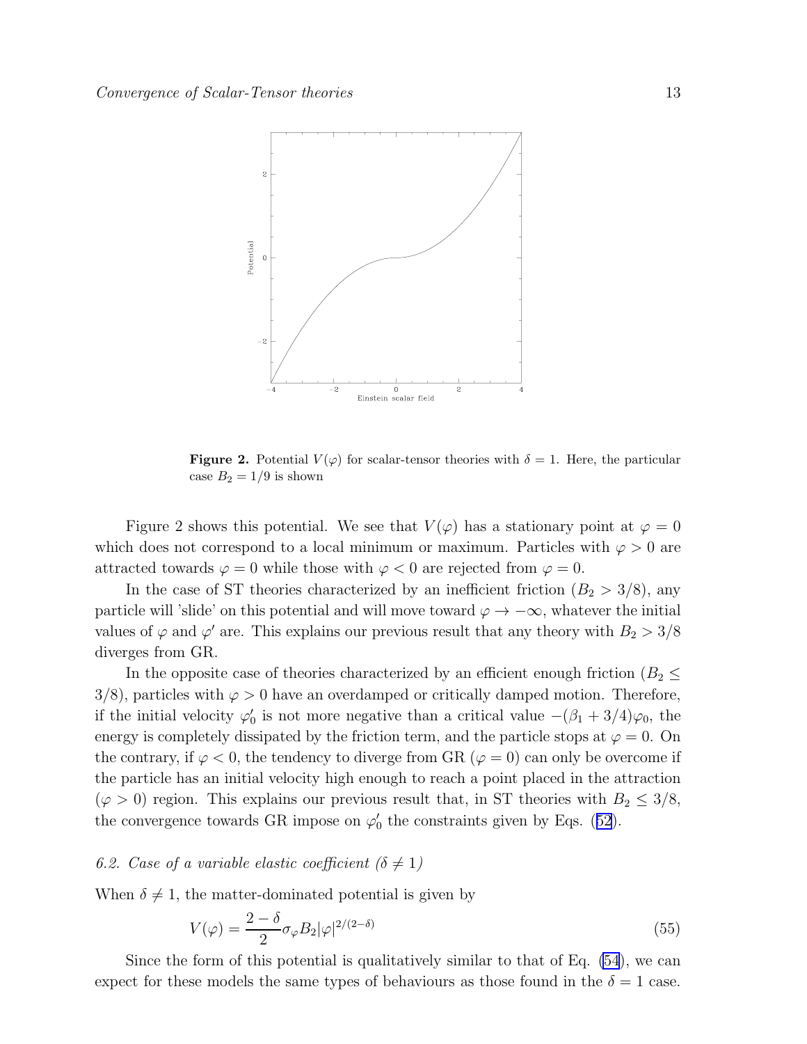**Figure 2.** Potential $V(\varphi)$ for scalar-tensor theories with $\delta = 1$. Here, the particular case $B_2 = 1/9$ is shown

Figure 2 shows this potential. We see that $V(\varphi)$ has a stationary point at $\varphi = 0$ which does not correspond to a local minimum or maximum. Particles with $\varphi > 0$ are attracted towards $\varphi = 0$ while those with $\varphi < 0$ are rejected from $\varphi = 0$.

In the case of ST theories characterized by an inefficient friction ($B_2 > 3/8$), any particle will 'slide' on this potential and will move toward $\varphi \to -\infty$, whatever the initial values of $\varphi$ and $\varphi'$ are. This explains our previous result that any theory with $B_2 > 3/8$ diverges from GR.

In the opposite case of theories characterized by an efficient enough friction ($B_2 \leq 3/8$), particles with $\varphi > 0$ have an overdamped or critically damped motion. Therefore, if the initial velocity $\varphi'_0$ is not more negative than a critical value $-(\beta_1 + 3/4)\varphi_0$, the energy is completely dissipated by the friction term, and the particle stops at $\varphi = 0$. On the contrary, if $\varphi < 0$, the tendency to diverge from GR ($\varphi = 0$) can only be overcome if the particle has an initial velocity high enough to reach a point placed in the attraction ($\varphi > 0$) region. This explains our previous result that, in ST theories with $B_2 \leq 3/8$, the convergence towards GR impose on $\varphi'_0$ the constraints given by Eqs. (52).

### *6.2. Case of a variable elastic coefficient ($\delta \neq 1$)*

When $\delta \neq 1$, the matter-dominated potential is given by

$$V(\varphi) = \frac{2-\delta}{2}\sigma_\varphi B_2 |\varphi|^{2/(2-\delta)} \tag{55}$$

Since the form of this potential is qualitatively similar to that of Eq. (54), we can expect for these models the same types of behaviours as those found in the $\delta = 1$ case.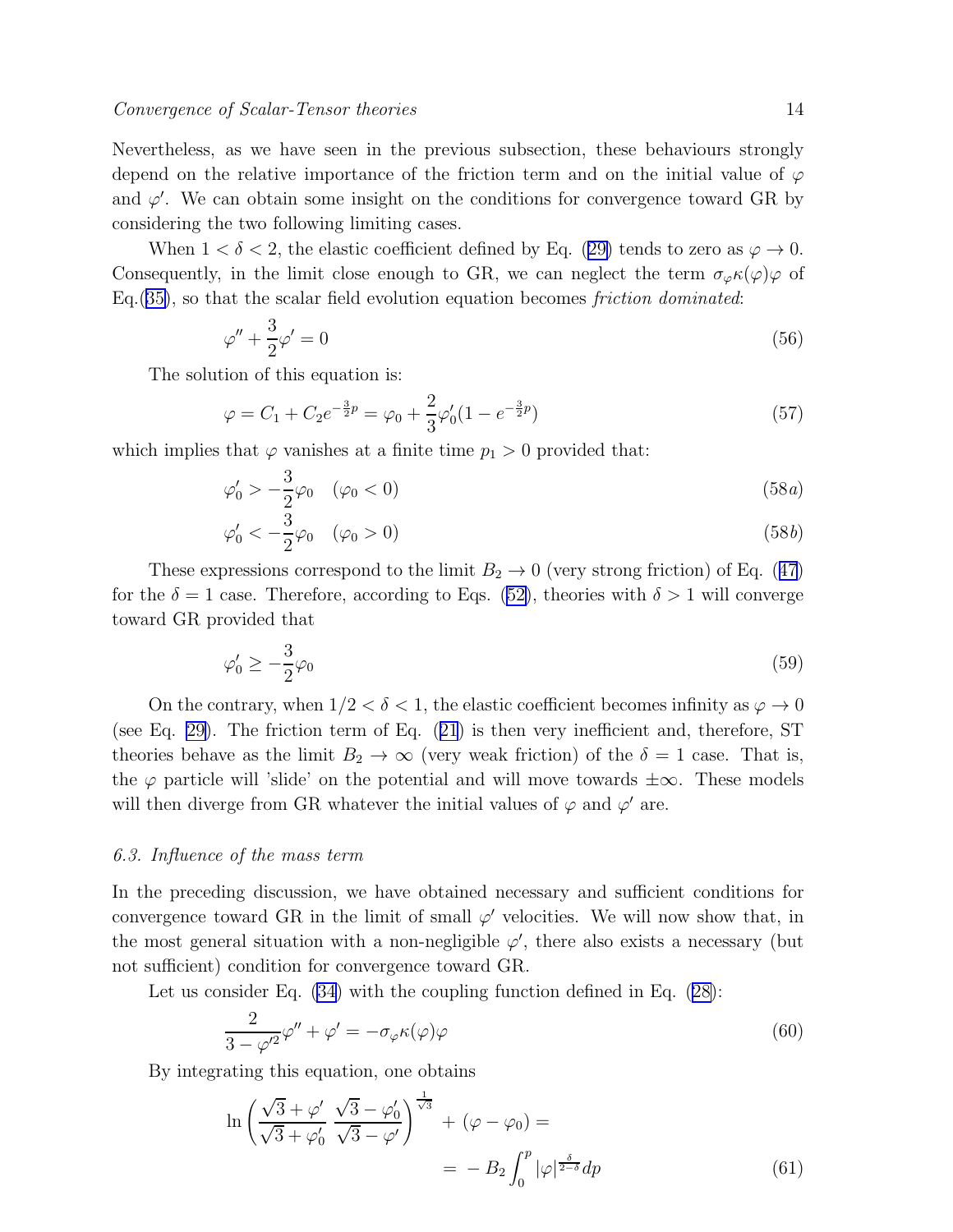Nevertheless, as we have seen in the previous subsection, these behaviours strongly depend on the relative importance of the friction term and on the initial value of $\varphi$ and $\varphi'$. We can obtain some insight on the conditions for convergence toward GR by considering the two following limiting cases.

When $1 < \delta < 2$, the elastic coefficient defined by Eq. (29) tends to zero as $\varphi \to 0$. Consequently, in the limit close enough to GR, we can neglect the term $\sigma_\varphi \kappa(\varphi)\varphi$ of Eq.(35), so that the scalar field evolution equation becomes *friction dominated*:

$$\varphi'' + \frac{3}{2}\varphi' = 0 \tag{56}$$

The solution of this equation is:

$$\varphi = C_1 + C_2 e^{-\frac{3}{2}p} = \varphi_0 + \frac{2}{3}\varphi_0'(1 - e^{-\frac{3}{2}p}) \tag{57}$$

which implies that $\varphi$ vanishes at a finite time $p_1 > 0$ provided that:

$$\varphi_0' > -\frac{3}{2}\varphi_0 \quad (\varphi_0 < 0) \tag{58a}$$

$$\varphi_0' < -\frac{3}{2}\varphi_0 \quad (\varphi_0 > 0) \tag{58b}$$

These expressions correspond to the limit $B_2 \to 0$ (very strong friction) of Eq. (47) for the $\delta = 1$ case. Therefore, according to Eqs. (52), theories with $\delta > 1$ will converge toward GR provided that

$$\varphi_0' \geq -\frac{3}{2}\varphi_0 \tag{59}$$

On the contrary, when $1/2 < \delta < 1$, the elastic coefficient becomes infinity as $\varphi \to 0$ (see Eq. 29). The friction term of Eq. (21) is then very inefficient and, therefore, ST theories behave as the limit $B_2 \to \infty$ (very weak friction) of the $\delta = 1$ case. That is, the $\varphi$ particle will 'slide' on the potential and will move towards $\pm\infty$. These models will then diverge from GR whatever the initial values of $\varphi$ and $\varphi'$ are.

### 6.3. Influence of the mass term

In the preceding discussion, we have obtained necessary and sufficient conditions for convergence toward GR in the limit of small $\varphi'$ velocities. We will now show that, in the most general situation with a non-negligible $\varphi'$, there also exists a necessary (but not sufficient) condition for convergence toward GR.

Let us consider Eq. (34) with the coupling function defined in Eq. (28):

$$\frac{2}{3 - \varphi'^2}\varphi'' + \varphi' = -\sigma_\varphi \kappa(\varphi)\varphi \tag{60}$$

By integrating this equation, one obtains

$$\ln\left(\frac{\sqrt{3} + \varphi'}{\sqrt{3} + \varphi_0'} \, \frac{\sqrt{3} - \varphi_0'}{\sqrt{3} - \varphi'}\right)^{\frac{1}{\sqrt{3}}} + (\varphi - \varphi_0) = = -B_2 \int_0^p |\varphi|^{\frac{\delta}{2-\delta}} dp \tag{61}$$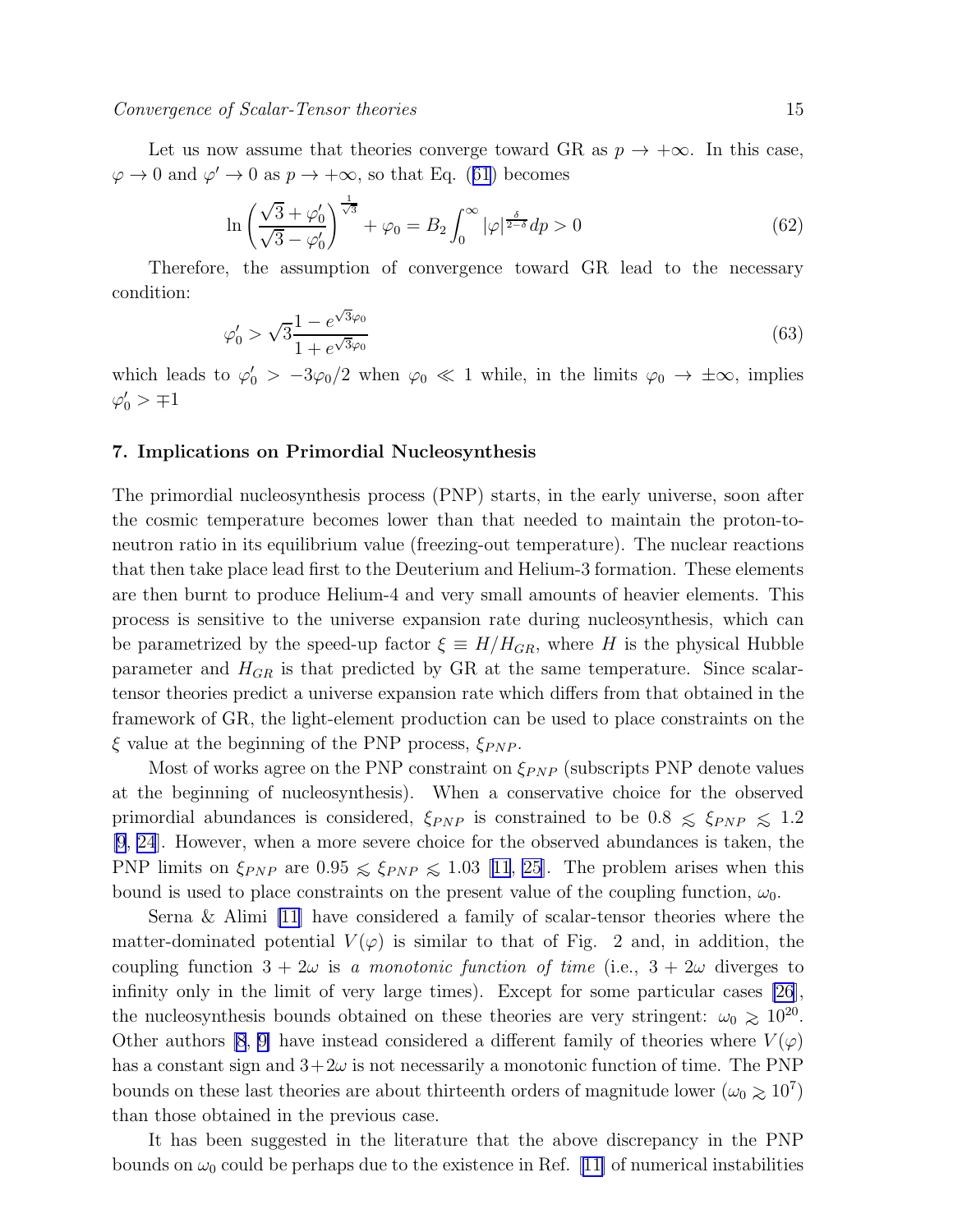Let us now assume that theories converge toward GR as $p \to +\infty$. In this case, $\varphi \to 0$ and $\varphi' \to 0$ as $p \to +\infty$, so that Eq. (61) becomes

$$\ln\left(\frac{\sqrt{3}+\varphi_0'}{\sqrt{3}-\varphi_0'}\right)^{\frac{1}{\sqrt{3}}} + \varphi_0 = B_2 \int_0^\infty |\varphi|^{\frac{\delta}{2-\delta}} dp > 0 \tag{62}$$

Therefore, the assumption of convergence toward GR lead to the necessary condition:

$$\varphi_0' > \sqrt{3}\frac{1-e^{\sqrt{3}\varphi_0}}{1+e^{\sqrt{3}\varphi_0}} \tag{63}$$

which leads to $\varphi_0' > -3\varphi_0/2$ when $\varphi_0 \ll 1$ while, in the limits $\varphi_0 \to \pm\infty$, implies $\varphi_0' > \mp 1$

## 7. Implications on Primordial Nucleosynthesis

The primordial nucleosynthesis process (PNP) starts, in the early universe, soon after the cosmic temperature becomes lower than that needed to maintain the proton-to-neutron ratio in its equilibrium value (freezing-out temperature). The nuclear reactions that then take place lead first to the Deuterium and Helium-3 formation. These elements are then burnt to produce Helium-4 and very small amounts of heavier elements. This process is sensitive to the universe expansion rate during nucleosynthesis, which can be parametrized by the speed-up factor $\xi \equiv H/H_{GR}$, where $H$ is the physical Hubble parameter and $H_{GR}$ is that predicted by GR at the same temperature. Since scalar-tensor theories predict a universe expansion rate which differs from that obtained in the framework of GR, the light-element production can be used to place constraints on the $\xi$ value at the beginning of the PNP process, $\xi_{PNP}$.

Most of works agree on the PNP constraint on $\xi_{PNP}$ (subscripts PNP denote values at the beginning of nucleosynthesis). When a conservative choice for the observed primordial abundances is considered, $\xi_{PNP}$ is constrained to be $0.8 \lesssim \xi_{PNP} \lesssim 1.2$ [9, 24]. However, when a more severe choice for the observed abundances is taken, the PNP limits on $\xi_{PNP}$ are $0.95 \lesssim \xi_{PNP} \lesssim 1.03$ [11, 25]. The problem arises when this bound is used to place constraints on the present value of the coupling function, $\omega_0$.

Serna & Alimi [11] have considered a family of scalar-tensor theories where the matter-dominated potential $V(\varphi)$ is similar to that of Fig. 2 and, in addition, the coupling function $3+2\omega$ is *a monotonic function of time* (i.e., $3+2\omega$ diverges to infinity only in the limit of very large times). Except for some particular cases [26], the nucleosynthesis bounds obtained on these theories are very stringent: $\omega_0 \gtrsim 10^{20}$. Other authors [8, 9] have instead considered a different family of theories where $V(\varphi)$ has a constant sign and $3+2\omega$ is not necessarily a monotonic function of time. The PNP bounds on these last theories are about thirteenth orders of magnitude lower ($\omega_0 \gtrsim 10^7$) than those obtained in the previous case.

It has been suggested in the literature that the above discrepancy in the PNP bounds on $\omega_0$ could be perhaps due to the existence in Ref. [11] of numerical instabilities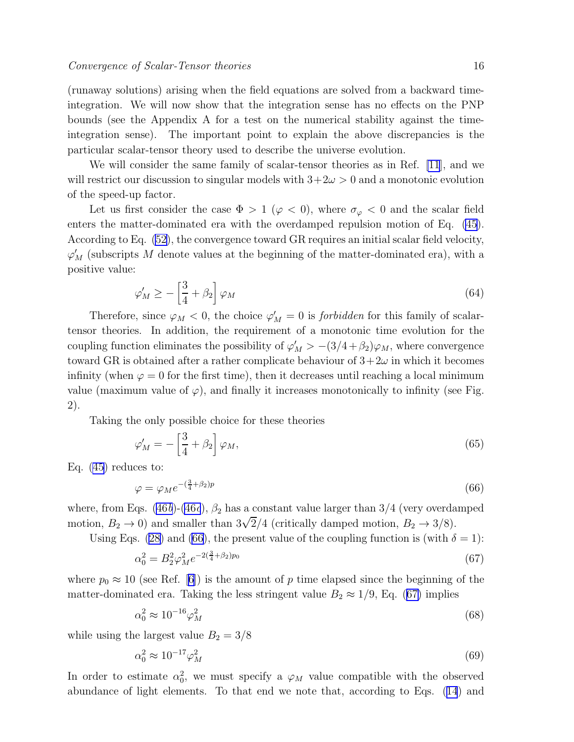(runaway solutions) arising when the field equations are solved from a backward time-integration. We will now show that the integration sense has no effects on the PNP bounds (see the Appendix A for a test on the numerical stability against the time-integration sense). The important point to explain the above discrepancies is the particular scalar-tensor theory used to describe the universe evolution.

We will consider the same family of scalar-tensor theories as in Ref. [11], and we will restrict our discussion to singular models with $3+2\omega > 0$ and a monotonic evolution of the speed-up factor.

Let us first consider the case $\Phi > 1$ ($\varphi < 0$), where $\sigma_\varphi < 0$ and the scalar field enters the matter-dominated era with the overdamped repulsion motion of Eq. (45). According to Eq. (52), the convergence toward GR requires an initial scalar field velocity, $\varphi'_M$ (subscripts $M$ denote values at the beginning of the matter-dominated era), with a positive value:

$$\varphi'_M \geq -\left[\frac{3}{4} + \beta_2\right] \varphi_M \tag{64}$$

Therefore, since $\varphi_M < 0$, the choice $\varphi'_M = 0$ is *forbidden* for this family of scalar-tensor theories. In addition, the requirement of a monotonic time evolution for the coupling function eliminates the possibility of $\varphi'_M > -(3/4+\beta_2)\varphi_M$, where convergence toward GR is obtained after a rather complicate behaviour of $3+2\omega$ in which it becomes infinity (when $\varphi = 0$ for the first time), then it decreases until reaching a local minimum value (maximum value of $\varphi$), and finally it increases monotonically to infinity (see Fig. 2).

Taking the only possible choice for these theories

$$\varphi'_M = -\left[\frac{3}{4} + \beta_2\right] \varphi_M, \tag{65}$$

Eq. (45) reduces to:

$$\varphi = \varphi_M e^{-(\frac{3}{4}+\beta_2)p} \tag{66}$$

where, from Eqs. (46*b*)-(46*c*), $\beta_2$ has a constant value larger than $3/4$ (very overdamped motion, $B_2 \to 0$) and smaller than $3\sqrt{2}/4$ (critically damped motion, $B_2 \to 3/8$).

Using Eqs. (28) and (66), the present value of the coupling function is (with $\delta = 1$):

$$\alpha_0^2 = B_2^2 \varphi_M^2 e^{-2(\frac{3}{4}+\beta_2)p_0} \tag{67}$$

where $p_0 \approx 10$ (see Ref. [6]) is the amount of $p$ time elapsed since the beginning of the matter-dominated era. Taking the less stringent value $B_2 \approx 1/9$, Eq. (67) implies

$$\alpha_0^2 \approx 10^{-16} \varphi_M^2 \tag{68}$$

while using the largest value $B_2 = 3/8$

$$\alpha_0^2 \approx 10^{-17} \varphi_M^2 \tag{69}$$

In order to estimate $\alpha_0^2$, we must specify a $\varphi_M$ value compatible with the observed abundance of light elements. To that end we note that, according to Eqs. (14) and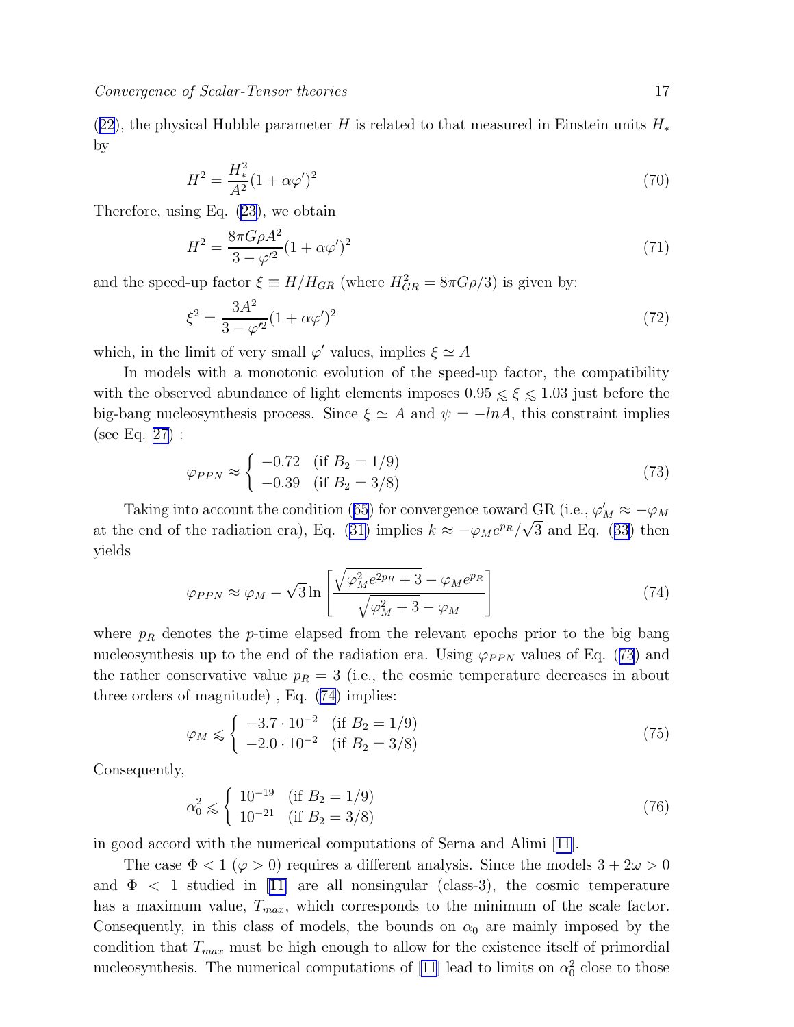(22), the physical Hubble parameter $H$ is related to that measured in Einstein units $H_*$ by

$$H^2 = \frac{H_*^2}{A^2}(1 + \alpha\varphi')^2 \tag{70}$$

Therefore, using Eq. (23), we obtain

$$H^2 = \frac{8\pi G\rho A^2}{3 - \varphi'^2}(1 + \alpha\varphi')^2 \tag{71}$$

and the speed-up factor $\xi \equiv H/H_{GR}$ (where $H_{GR}^2 = 8\pi G\rho/3$) is given by:

$$\xi^2 = \frac{3A^2}{3 - \varphi'^2}(1 + \alpha\varphi')^2 \tag{72}$$

which, in the limit of very small $\varphi'$ values, implies $\xi \simeq A$

In models with a monotonic evolution of the speed-up factor, the compatibility with the observed abundance of light elements imposes $0.95 \lesssim \xi \lesssim 1.03$ just before the big-bang nucleosynthesis process. Since $\xi \simeq A$ and $\psi = -lnA$, this constraint implies (see Eq. 27) :

$$\varphi_{PPN} \approx \begin{cases} -0.72 & (\text{if } B_2 = 1/9) \\ -0.39 & (\text{if } B_2 = 3/8) \end{cases} \tag{73}$$

Taking into account the condition (65) for convergence toward GR (i.e., $\varphi'_M \approx -\varphi_M$ at the end of the radiation era), Eq. (31) implies $k \approx -\varphi_M e^{p_R}/\sqrt{3}$ and Eq. (33) then yields

$$\varphi_{PPN} \approx \varphi_M - \sqrt{3}\ln\left[\frac{\sqrt{\varphi_M^2 e^{2p_R} + 3} - \varphi_M e^{p_R}}{\sqrt{\varphi_M^2 + 3} - \varphi_M}\right] \tag{74}$$

where $p_R$ denotes the $p$-time elapsed from the relevant epochs prior to the big bang nucleosynthesis up to the end of the radiation era. Using $\varphi_{PPN}$ values of Eq. (73) and the rather conservative value $p_R = 3$ (i.e., the cosmic temperature decreases in about three orders of magnitude) , Eq. (74) implies:

$$\varphi_M \lesssim \begin{cases} -3.7 \cdot 10^{-2} & (\text{if } B_2 = 1/9) \\ -2.0 \cdot 10^{-2} & (\text{if } B_2 = 3/8) \end{cases} \tag{75}$$

Consequently,

$$\alpha_0^2 \lesssim \begin{cases} 10^{-19} & (\text{if } B_2 = 1/9) \\ 10^{-21} & (\text{if } B_2 = 3/8) \end{cases} \tag{76}$$

in good accord with the numerical computations of Serna and Alimi [11].

The case $\Phi < 1$ ($\varphi > 0$) requires a different analysis. Since the models $3 + 2\omega > 0$ and $\Phi < 1$ studied in [11] are all nonsingular (class-3), the cosmic temperature has a maximum value, $T_{max}$, which corresponds to the minimum of the scale factor. Consequently, in this class of models, the bounds on $\alpha_0$ are mainly imposed by the condition that $T_{max}$ must be high enough to allow for the existence itself of primordial nucleosynthesis. The numerical computations of [11] lead to limits on $\alpha_0^2$ close to those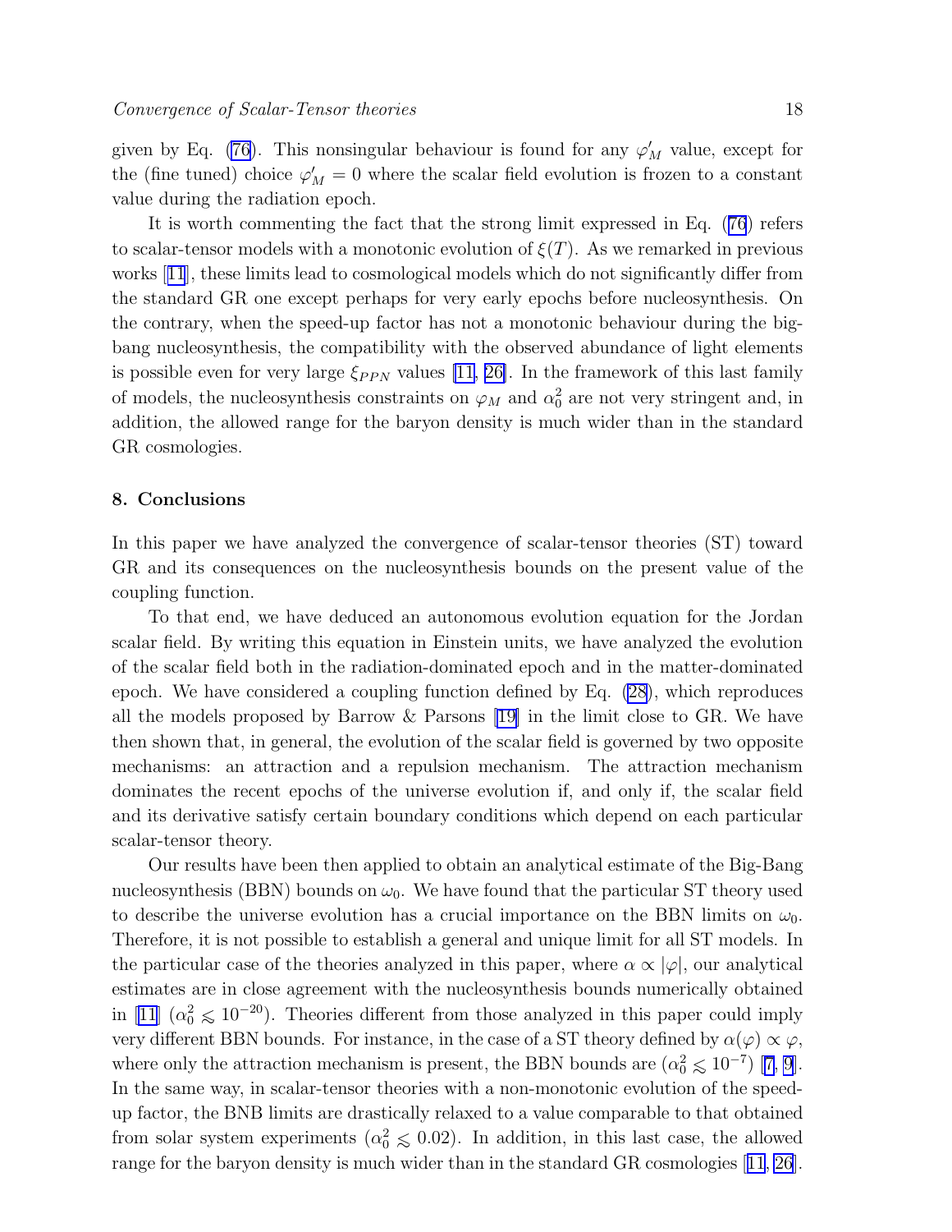given by Eq. (76). This nonsingular behaviour is found for any $\varphi'_M$ value, except for the (fine tuned) choice $\varphi'_M = 0$ where the scalar field evolution is frozen to a constant value during the radiation epoch.

It is worth commenting the fact that the strong limit expressed in Eq. (76) refers to scalar-tensor models with a monotonic evolution of $\xi(T)$. As we remarked in previous works [11], these limits lead to cosmological models which do not significantly differ from the standard GR one except perhaps for very early epochs before nucleosynthesis. On the contrary, when the speed-up factor has not a monotonic behaviour during the big-bang nucleosynthesis, the compatibility with the observed abundance of light elements is possible even for very large $\xi_{PPN}$ values [11, 26]. In the framework of this last family of models, the nucleosynthesis constraints on $\varphi_M$ and $\alpha_0^2$ are not very stringent and, in addition, the allowed range for the baryon density is much wider than in the standard GR cosmologies.

## 8. Conclusions

In this paper we have analyzed the convergence of scalar-tensor theories (ST) toward GR and its consequences on the nucleosynthesis bounds on the present value of the coupling function.

To that end, we have deduced an autonomous evolution equation for the Jordan scalar field. By writing this equation in Einstein units, we have analyzed the evolution of the scalar field both in the radiation-dominated epoch and in the matter-dominated epoch. We have considered a coupling function defined by Eq. (28), which reproduces all the models proposed by Barrow & Parsons [19] in the limit close to GR. We have then shown that, in general, the evolution of the scalar field is governed by two opposite mechanisms: an attraction and a repulsion mechanism. The attraction mechanism dominates the recent epochs of the universe evolution if, and only if, the scalar field and its derivative satisfy certain boundary conditions which depend on each particular scalar-tensor theory.

Our results have been then applied to obtain an analytical estimate of the Big-Bang nucleosynthesis (BBN) bounds on $\omega_0$. We have found that the particular ST theory used to describe the universe evolution has a crucial importance on the BBN limits on $\omega_0$. Therefore, it is not possible to establish a general and unique limit for all ST models. In the particular case of the theories analyzed in this paper, where $\alpha \propto |\varphi|$, our analytical estimates are in close agreement with the nucleosynthesis bounds numerically obtained in [11] ($\alpha_0^2 \lesssim 10^{-20}$). Theories different from those analyzed in this paper could imply very different BBN bounds. For instance, in the case of a ST theory defined by $\alpha(\varphi) \propto \varphi$, where only the attraction mechanism is present, the BBN bounds are ($\alpha_0^2 \lesssim 10^{-7}$) [7, 9]. In the same way, in scalar-tensor theories with a non-monotonic evolution of the speed-up factor, the BNB limits are drastically relaxed to a value comparable to that obtained from solar system experiments ($\alpha_0^2 \lesssim 0.02$). In addition, in this last case, the allowed range for the baryon density is much wider than in the standard GR cosmologies [11, 26].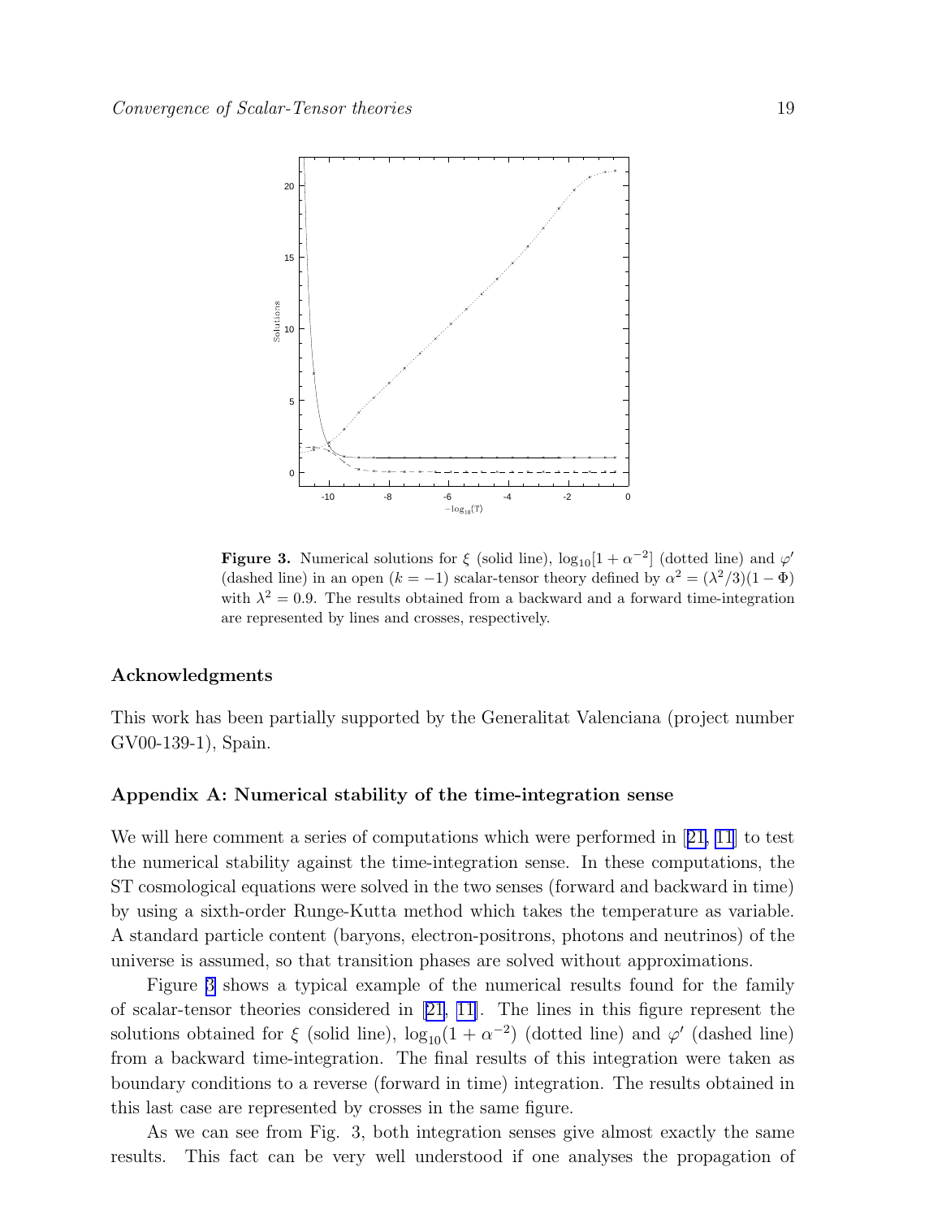**Figure 3.** Numerical solutions for $\xi$ (solid line), $\log_{10}[1+\alpha^{-2}]$ (dotted line) and $\varphi'$ (dashed line) in an open ($k=-1$) scalar-tensor theory defined by $\alpha^2 = (\lambda^2/3)(1-\Phi)$ with $\lambda^2 = 0.9$. The results obtained from a backward and a forward time-integration are represented by lines and crosses, respectively.

### Acknowledgments

This work has been partially supported by the Generalitat Valenciana (project number GV00-139-1), Spain.

### Appendix A: Numerical stability of the time-integration sense

We will here comment a series of computations which were performed in [21, 11] to test the numerical stability against the time-integration sense. In these computations, the ST cosmological equations were solved in the two senses (forward and backward in time) by using a sixth-order Runge-Kutta method which takes the temperature as variable. A standard particle content (baryons, electron-positrons, photons and neutrinos) of the universe is assumed, so that transition phases are solved without approximations.

Figure 3 shows a typical example of the numerical results found for the family of scalar-tensor theories considered in [21, 11]. The lines in this figure represent the solutions obtained for $\xi$ (solid line), $\log_{10}(1+\alpha^{-2})$ (dotted line) and $\varphi'$ (dashed line) from a backward time-integration. The final results of this integration were taken as boundary conditions to a reverse (forward in time) integration. The results obtained in this last case are represented by crosses in the same figure.

As we can see from Fig. 3, both integration senses give almost exactly the same results. This fact can be very well understood if one analyses the propagation of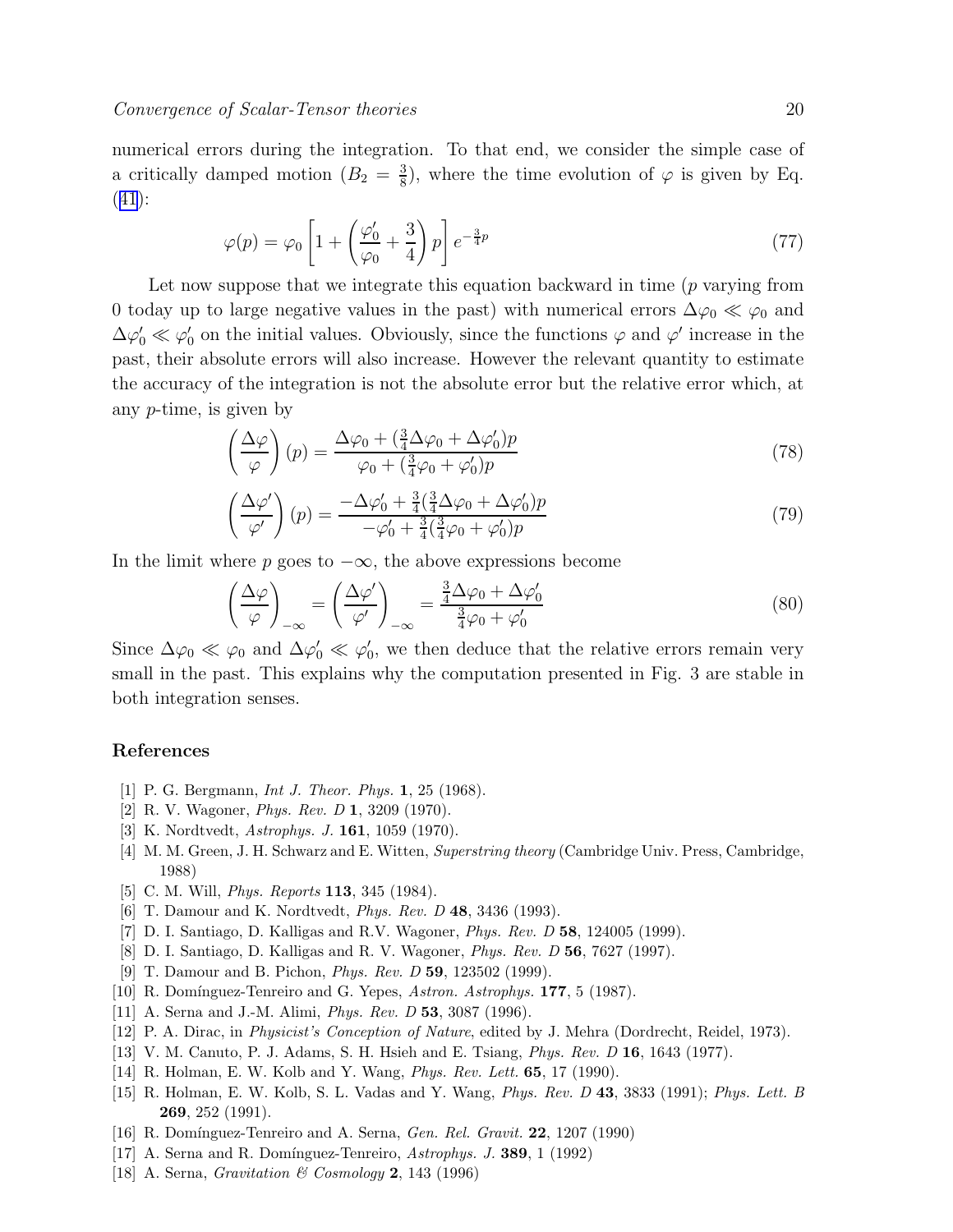numerical errors during the integration. To that end, we consider the simple case of a critically damped motion ($B_2 = \frac{3}{8}$), where the time evolution of $\varphi$ is given by Eq. (41):

$$\varphi(p) = \varphi_0 \left[1 + \left(\frac{\varphi_0'}{\varphi_0} + \frac{3}{4}\right) p\right] e^{-\frac{3}{4}p} \tag{77}$$

Let now suppose that we integrate this equation backward in time ($p$ varying from 0 today up to large negative values in the past) with numerical errors $\Delta\varphi_0 \ll \varphi_0$ and $\Delta\varphi_0' \ll \varphi_0'$ on the initial values. Obviously, since the functions $\varphi$ and $\varphi'$ increase in the past, their absolute errors will also increase. However the relevant quantity to estimate the accuracy of the integration is not the absolute error but the relative error which, at any $p$-time, is given by

$$\left(\frac{\Delta\varphi}{\varphi}\right)(p) = \frac{\Delta\varphi_0 + (\frac{3}{4}\Delta\varphi_0 + \Delta\varphi_0')p}{\varphi_0 + (\frac{3}{4}\varphi_0 + \varphi_0')p} \tag{78}$$

$$\left(\frac{\Delta\varphi'}{\varphi'}\right)(p) = \frac{-\Delta\varphi_0' + \frac{3}{4}(\frac{3}{4}\Delta\varphi_0 + \Delta\varphi_0')p}{-\varphi_0' + \frac{3}{4}(\frac{3}{4}\varphi_0 + \varphi_0')p} \tag{79}$$

In the limit where $p$ goes to $-\infty$, the above expressions become

$$\left(\frac{\Delta\varphi}{\varphi}\right)_{-\infty} = \left(\frac{\Delta\varphi'}{\varphi'}\right)_{-\infty} = \frac{\frac{3}{4}\Delta\varphi_0 + \Delta\varphi_0'}{\frac{3}{4}\varphi_0 + \varphi_0'} \tag{80}$$

Since $\Delta\varphi_0 \ll \varphi_0$ and $\Delta\varphi_0' \ll \varphi_0'$, we then deduce that the relative errors remain very small in the past. This explains why the computation presented in Fig. 3 are stable in both integration senses.

## References

[1] P. G. Bergmann, *Int J. Theor. Phys.* **1**, 25 (1968).

[2] R. V. Wagoner, *Phys. Rev. D* **1**, 3209 (1970).

[3] K. Nordtvedt, *Astrophys. J.* **161**, 1059 (1970).

[4] M. M. Green, J. H. Schwarz and E. Witten, *Superstring theory* (Cambridge Univ. Press, Cambridge, 1988)

[5] C. M. Will, *Phys. Reports* **113**, 345 (1984).

[6] T. Damour and K. Nordtvedt, *Phys. Rev. D* **48**, 3436 (1993).

[7] D. I. Santiago, D. Kalligas and R.V. Wagoner, *Phys. Rev. D* **58**, 124005 (1999).

[8] D. I. Santiago, D. Kalligas and R. V. Wagoner, *Phys. Rev. D* **56**, 7627 (1997).

[9] T. Damour and B. Pichon, *Phys. Rev. D* **59**, 123502 (1999).

[10] R. Domínguez-Tenreiro and G. Yepes, *Astron. Astrophys.* **177**, 5 (1987).

[11] A. Serna and J.-M. Alimi, *Phys. Rev. D* **53**, 3087 (1996).

[12] P. A. Dirac, in *Physicist's Conception of Nature*, edited by J. Mehra (Dordrecht, Reidel, 1973).

[13] V. M. Canuto, P. J. Adams, S. H. Hsieh and E. Tsiang, *Phys. Rev. D* **16**, 1643 (1977).

[14] R. Holman, E. W. Kolb and Y. Wang, *Phys. Rev. Lett.* **65**, 17 (1990).

[15] R. Holman, E. W. Kolb, S. L. Vadas and Y. Wang, *Phys. Rev. D* **43**, 3833 (1991); *Phys. Lett. B* **269**, 252 (1991).

[16] R. Domínguez-Tenreiro and A. Serna, *Gen. Rel. Gravit.* **22**, 1207 (1990)

[17] A. Serna and R. Domínguez-Tenreiro, *Astrophys. J.* **389**, 1 (1992)

[18] A. Serna, *Gravitation & Cosmology* **2**, 143 (1996)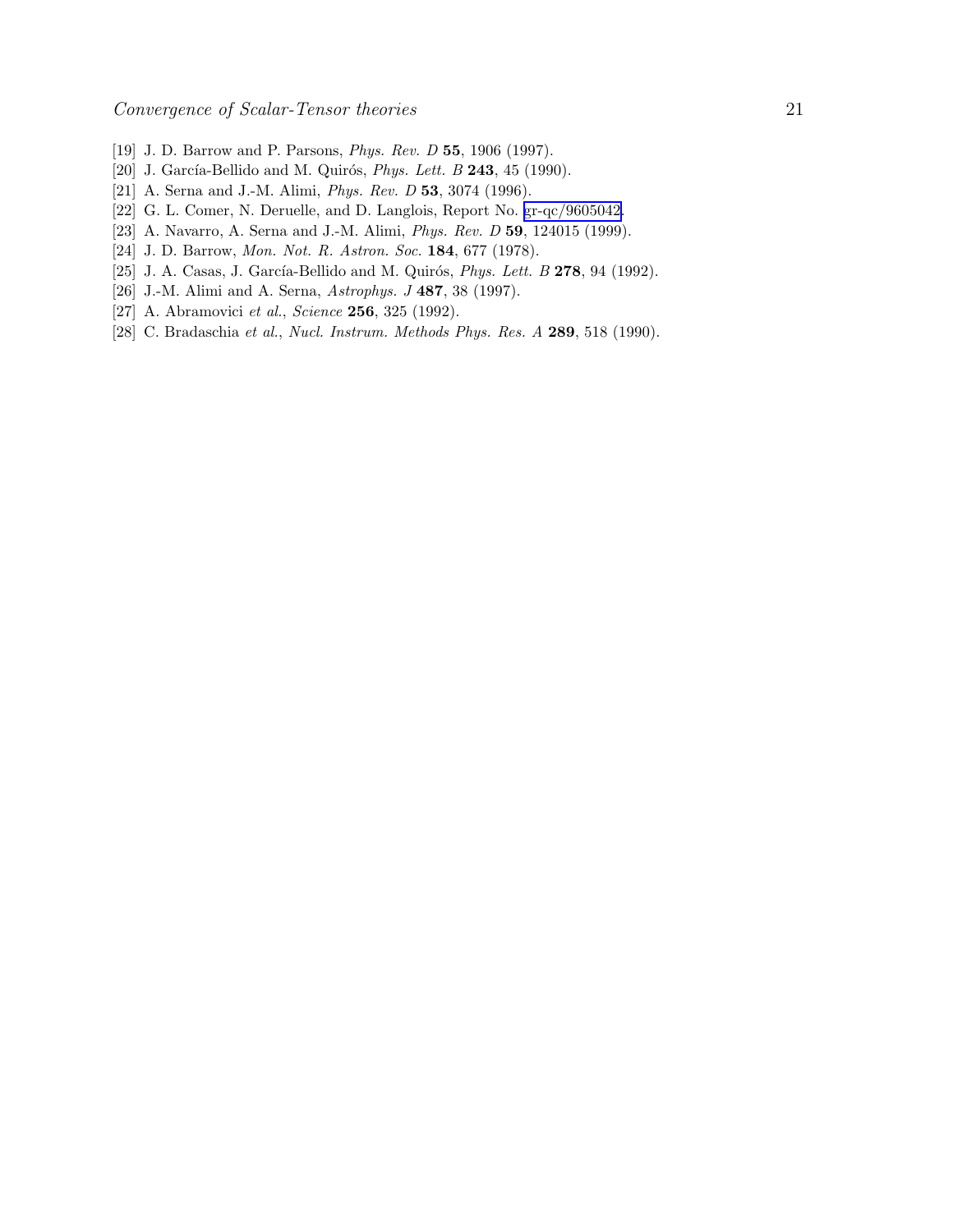[19] J. D. Barrow and P. Parsons, *Phys. Rev. D* **55**, 1906 (1997).
[20] J. García-Bellido and M. Quirós, *Phys. Lett. B* **243**, 45 (1990).
[21] A. Serna and J.-M. Alimi, *Phys. Rev. D* **53**, 3074 (1996).
[22] G. L. Comer, N. Deruelle, and D. Langlois, Report No. gr-qc/9605042.
[23] A. Navarro, A. Serna and J.-M. Alimi, *Phys. Rev. D* **59**, 124015 (1999).
[24] J. D. Barrow, *Mon. Not. R. Astron. Soc.* **184**, 677 (1978).
[25] J. A. Casas, J. García-Bellido and M. Quirós, *Phys. Lett. B* **278**, 94 (1992).
[26] J.-M. Alimi and A. Serna, *Astrophys. J* **487**, 38 (1997).
[27] A. Abramovici *et al.*, *Science* **256**, 325 (1992).
[28] C. Bradaschia *et al.*, *Nucl. Instrum. Methods Phys. Res. A* **289**, 518 (1990).